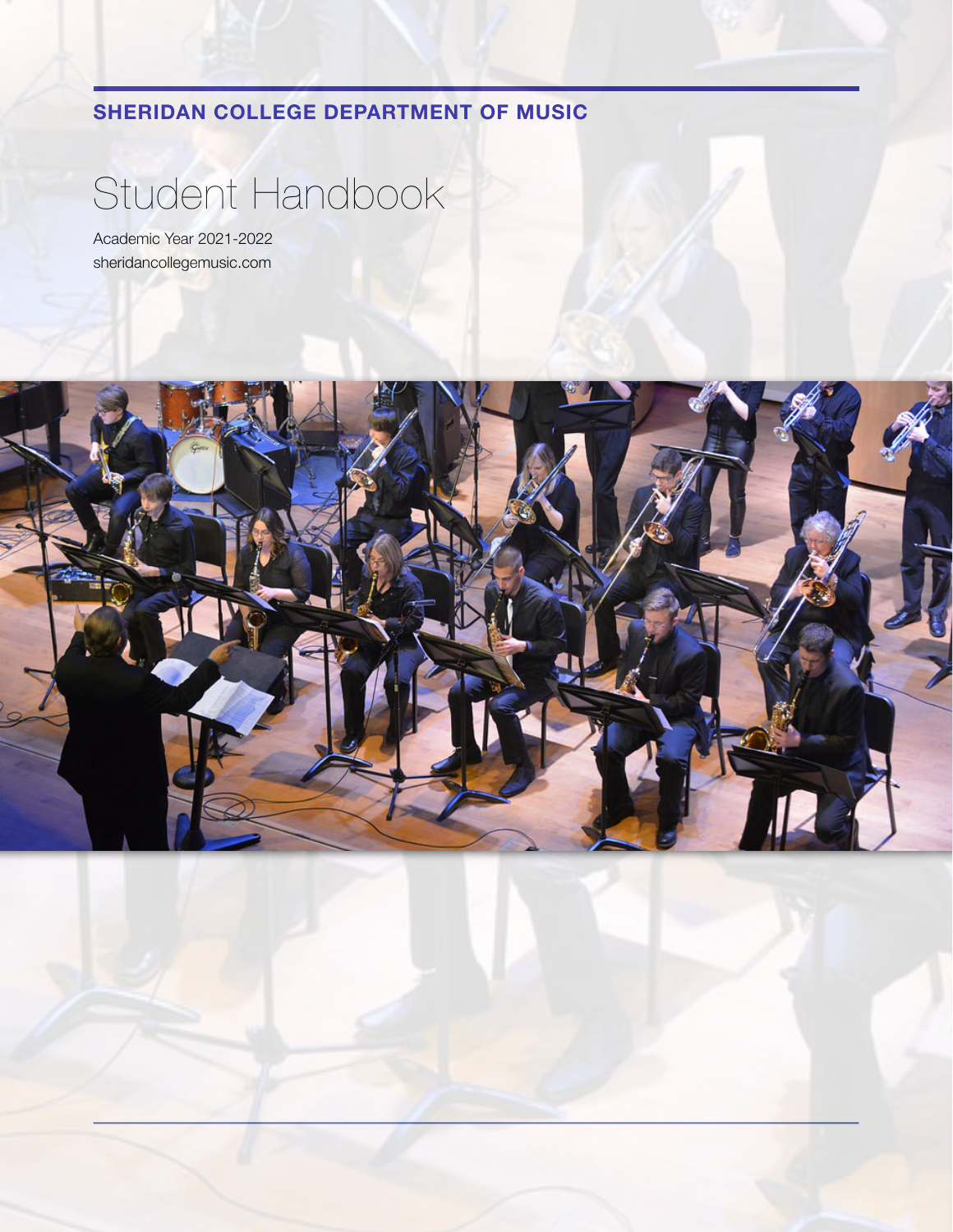**SHERIDAN COLLEGE DEPARTMENT OF MUSIC**

# Student Handbook

Academic Year 2021-2022

sheridancollegemusic.com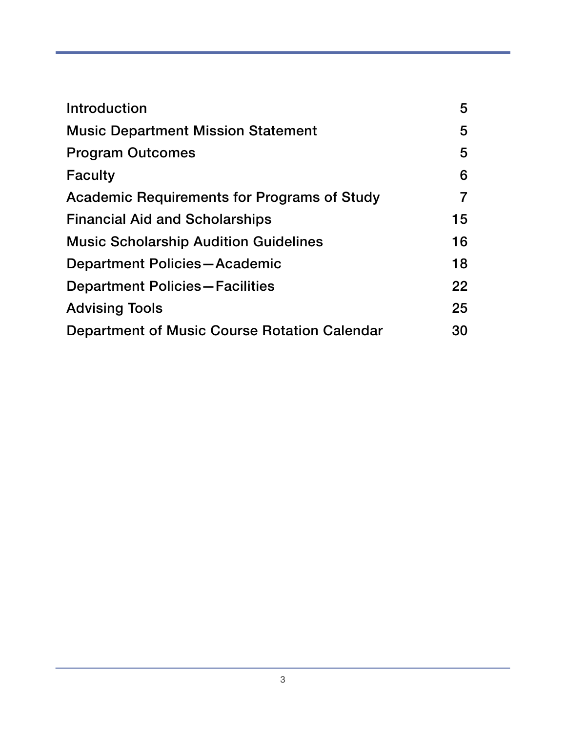| | |
|---|---|
| Introduction | 5 |
| Music Department Mission Statement | 5 |
| Program Outcomes | 5 |
| Faculty | 6 |
| Academic Requirements for Programs of Study | 7 |
| Financial Aid and Scholarships | 15 |
| Music Scholarship Audition Guidelines | 16 |
| Department Policies—Academic | 18 |
| Department Policies—Facilities | 22 |
| Advising Tools | 25 |
| Department of Music Course Rotation Calendar | 30 |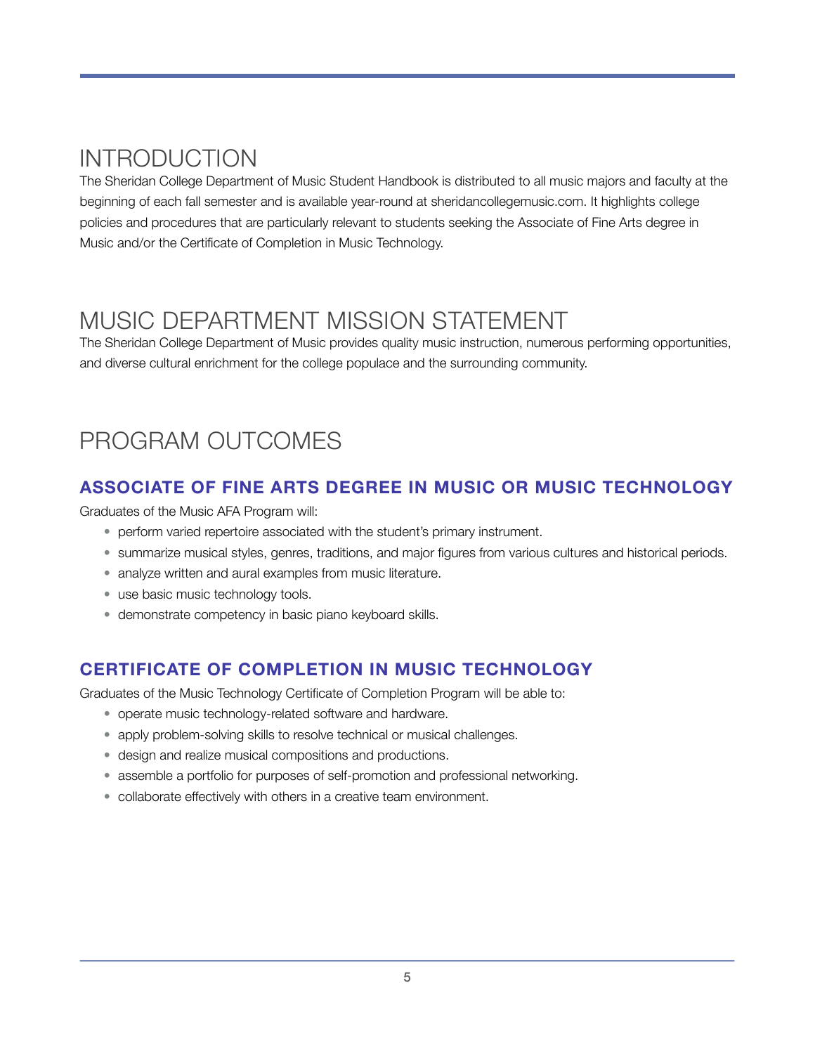# INTRODUCTION

The Sheridan College Department of Music Student Handbook is distributed to all music majors and faculty at the beginning of each fall semester and is available year-round at sheridancollegemusic.com. It highlights college policies and procedures that are particularly relevant to students seeking the Associate of Fine Arts degree in Music and/or the Certificate of Completion in Music Technology.

# MUSIC DEPARTMENT MISSION STATEMENT

The Sheridan College Department of Music provides quality music instruction, numerous performing opportunities, and diverse cultural enrichment for the college populace and the surrounding community.

# PROGRAM OUTCOMES

## ASSOCIATE OF FINE ARTS DEGREE IN MUSIC OR MUSIC TECHNOLOGY

Graduates of the Music AFA Program will:

- perform varied repertoire associated with the student's primary instrument.
- summarize musical styles, genres, traditions, and major figures from various cultures and historical periods.
- analyze written and aural examples from music literature.
- use basic music technology tools.
- demonstrate competency in basic piano keyboard skills.

## CERTIFICATE OF COMPLETION IN MUSIC TECHNOLOGY

Graduates of the Music Technology Certificate of Completion Program will be able to:

- operate music technology-related software and hardware.
- apply problem-solving skills to resolve technical or musical challenges.
- design and realize musical compositions and productions.
- assemble a portfolio for purposes of self-promotion and professional networking.
- collaborate effectively with others in a creative team environment.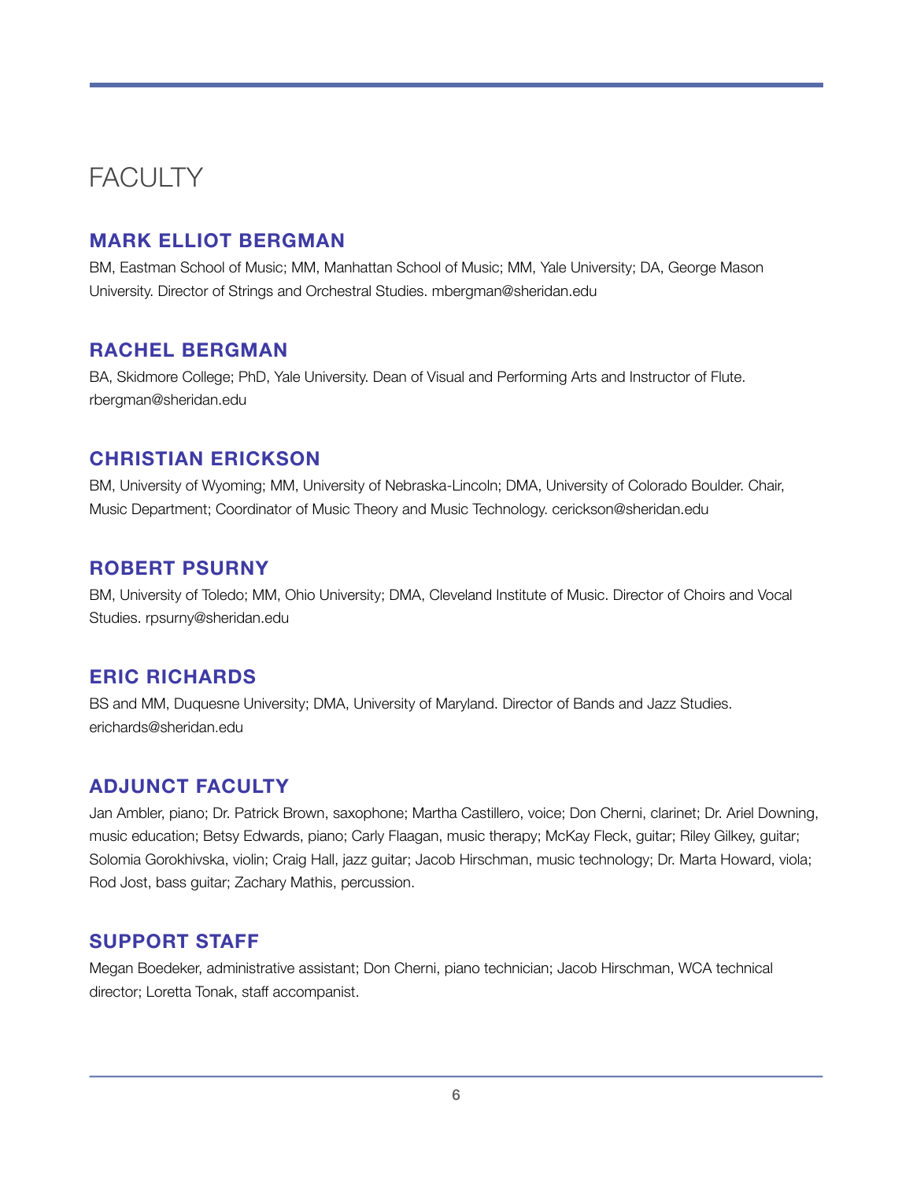# FACULTY

## MARK ELLIOT BERGMAN

BM, Eastman School of Music; MM, Manhattan School of Music; MM, Yale University; DA, George Mason University. Director of Strings and Orchestral Studies. mbergman@sheridan.edu

## RACHEL BERGMAN

BA, Skidmore College; PhD, Yale University. Dean of Visual and Performing Arts and Instructor of Flute. rbergman@sheridan.edu

## CHRISTIAN ERICKSON

BM, University of Wyoming; MM, University of Nebraska-Lincoln; DMA, University of Colorado Boulder. Chair, Music Department; Coordinator of Music Theory and Music Technology. cerickson@sheridan.edu

## ROBERT PSURNY

BM, University of Toledo; MM, Ohio University; DMA, Cleveland Institute of Music. Director of Choirs and Vocal Studies. rpsurny@sheridan.edu

## ERIC RICHARDS

BS and MM, Duquesne University; DMA, University of Maryland. Director of Bands and Jazz Studies. erichards@sheridan.edu

## ADJUNCT FACULTY

Jan Ambler, piano; Dr. Patrick Brown, saxophone; Martha Castillero, voice; Don Cherni, clarinet; Dr. Ariel Downing, music education; Betsy Edwards, piano; Carly Flaagan, music therapy; McKay Fleck, guitar; Riley Gilkey, guitar; Solomia Gorokhivska, violin; Craig Hall, jazz guitar; Jacob Hirschman, music technology; Dr. Marta Howard, viola; Rod Jost, bass guitar; Zachary Mathis, percussion.

## SUPPORT STAFF

Megan Boedeker, administrative assistant; Don Cherni, piano technician; Jacob Hirschman, WCA technical director; Loretta Tonak, staff accompanist.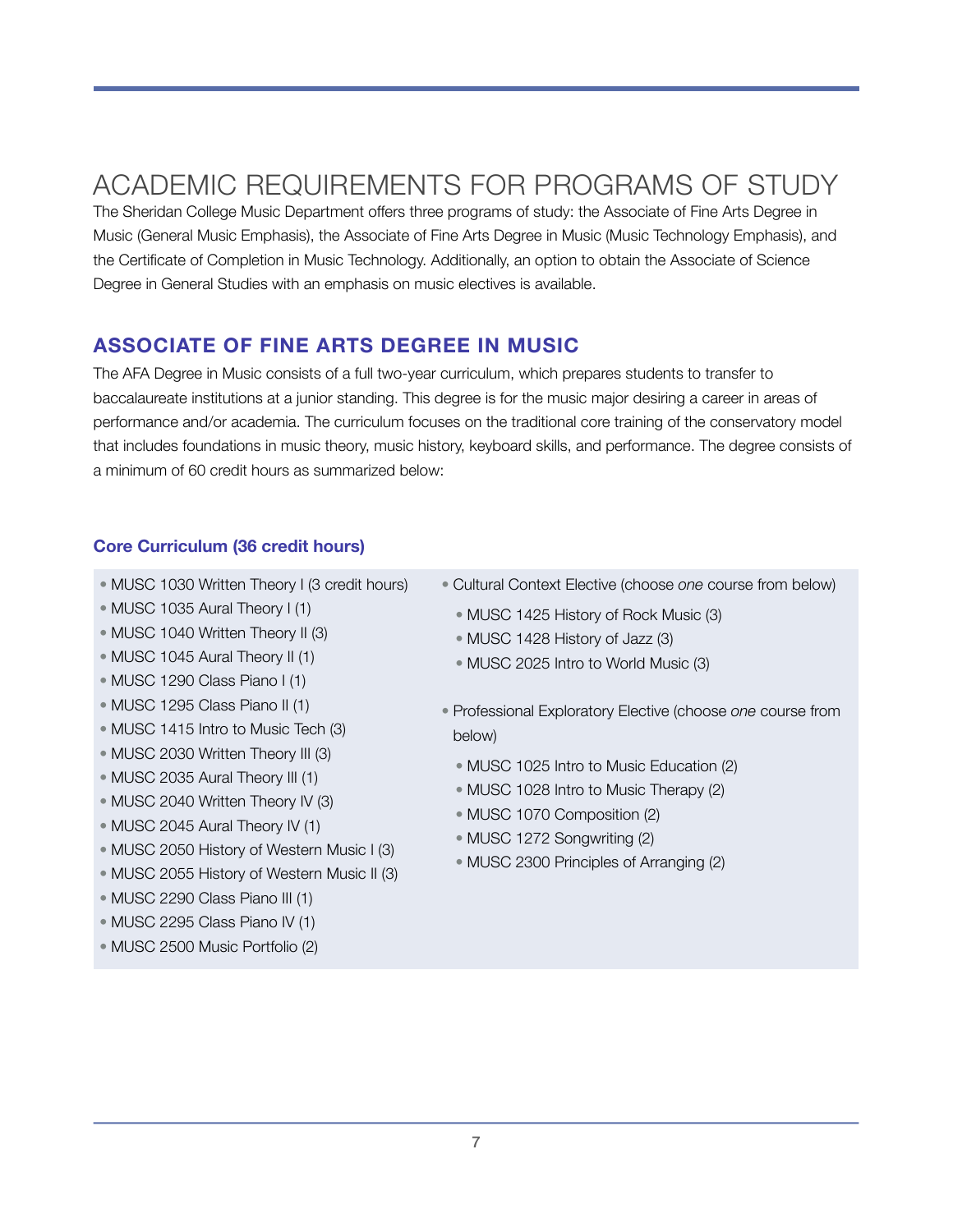# ACADEMIC REQUIREMENTS FOR PROGRAMS OF STUDY

The Sheridan College Music Department offers three programs of study: the Associate of Fine Arts Degree in Music (General Music Emphasis), the Associate of Fine Arts Degree in Music (Music Technology Emphasis), and the Certificate of Completion in Music Technology. Additionally, an option to obtain the Associate of Science Degree in General Studies with an emphasis on music electives is available.

## ASSOCIATE OF FINE ARTS DEGREE IN MUSIC

The AFA Degree in Music consists of a full two-year curriculum, which prepares students to transfer to baccalaureate institutions at a junior standing. This degree is for the music major desiring a career in areas of performance and/or academia. The curriculum focuses on the traditional core training of the conservatory model that includes foundations in music theory, music history, keyboard skills, and performance. The degree consists of a minimum of 60 credit hours as summarized below:

### Core Curriculum (36 credit hours)

- MUSC 1030 Written Theory I (3 credit hours)
- MUSC 1035 Aural Theory I (1)
- MUSC 1040 Written Theory II (3)
- MUSC 1045 Aural Theory II (1)
- MUSC 1290 Class Piano I (1)
- MUSC 1295 Class Piano II (1)
- MUSC 1415 Intro to Music Tech (3)
- MUSC 2030 Written Theory III (3)
- MUSC 2035 Aural Theory III (1)
- MUSC 2040 Written Theory IV (3)
- MUSC 2045 Aural Theory IV (1)
- MUSC 2050 History of Western Music I (3)
- MUSC 2055 History of Western Music II (3)
- MUSC 2290 Class Piano III (1)
- MUSC 2295 Class Piano IV (1)
- MUSC 2500 Music Portfolio (2)
- Cultural Context Elective (choose *one* course from below)
  - MUSC 1425 History of Rock Music (3)
  - MUSC 1428 History of Jazz (3)
  - MUSC 2025 Intro to World Music (3)
- Professional Exploratory Elective (choose *one* course from below)
  - MUSC 1025 Intro to Music Education (2)
  - MUSC 1028 Intro to Music Therapy (2)
  - MUSC 1070 Composition (2)
  - MUSC 1272 Songwriting (2)
  - MUSC 2300 Principles of Arranging (2)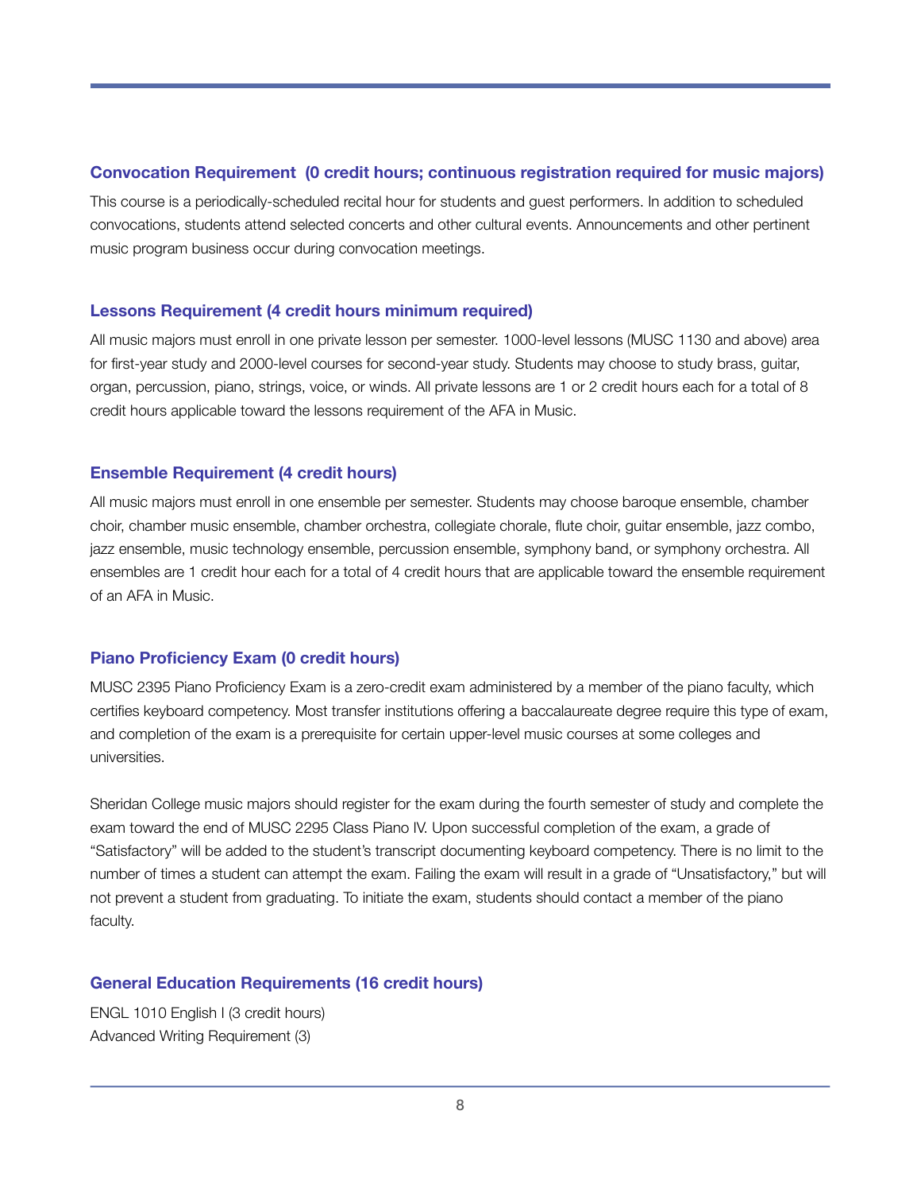### Convocation Requirement  (0 credit hours; continuous registration required for music majors)

This course is a periodically-scheduled recital hour for students and guest performers. In addition to scheduled convocations, students attend selected concerts and other cultural events. Announcements and other pertinent music program business occur during convocation meetings.

### Lessons Requirement (4 credit hours minimum required)

All music majors must enroll in one private lesson per semester. 1000-level lessons (MUSC 1130 and above) area for first-year study and 2000-level courses for second-year study. Students may choose to study brass, guitar, organ, percussion, piano, strings, voice, or winds. All private lessons are 1 or 2 credit hours each for a total of 8 credit hours applicable toward the lessons requirement of the AFA in Music.

### Ensemble Requirement (4 credit hours)

All music majors must enroll in one ensemble per semester. Students may choose baroque ensemble, chamber choir, chamber music ensemble, chamber orchestra, collegiate chorale, flute choir, guitar ensemble, jazz combo, jazz ensemble, music technology ensemble, percussion ensemble, symphony band, or symphony orchestra. All ensembles are 1 credit hour each for a total of 4 credit hours that are applicable toward the ensemble requirement of an AFA in Music.

### Piano Proficiency Exam (0 credit hours)

MUSC 2395 Piano Proficiency Exam is a zero-credit exam administered by a member of the piano faculty, which certifies keyboard competency. Most transfer institutions offering a baccalaureate degree require this type of exam, and completion of the exam is a prerequisite for certain upper-level music courses at some colleges and universities.

Sheridan College music majors should register for the exam during the fourth semester of study and complete the exam toward the end of MUSC 2295 Class Piano IV. Upon successful completion of the exam, a grade of "Satisfactory" will be added to the student's transcript documenting keyboard competency. There is no limit to the number of times a student can attempt the exam. Failing the exam will result in a grade of "Unsatisfactory," but will not prevent a student from graduating. To initiate the exam, students should contact a member of the piano faculty.

### General Education Requirements (16 credit hours)

ENGL 1010 English I (3 credit hours)
Advanced Writing Requirement (3)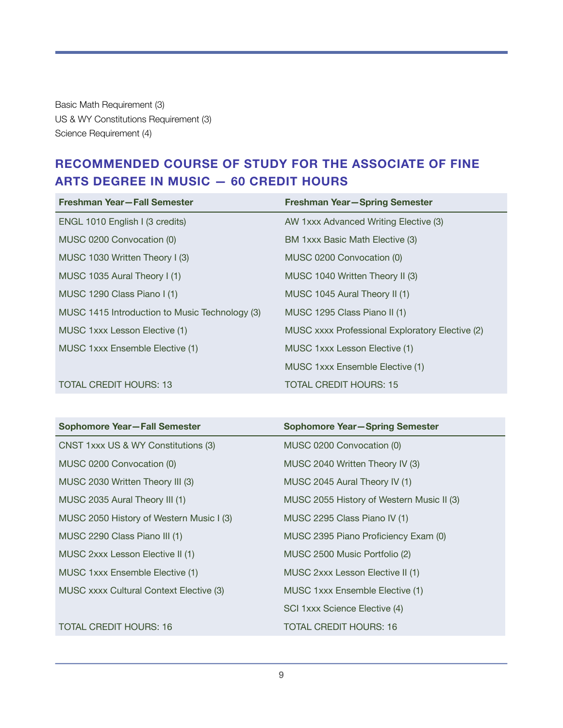Basic Math Requirement (3)
US & WY Constitutions Requirement (3)
Science Requirement (4)

## RECOMMENDED COURSE OF STUDY FOR THE ASSOCIATE OF FINE ARTS DEGREE IN MUSIC — 60 CREDIT HOURS

| Freshman Year—Fall Semester | Freshman Year—Spring Semester |
|---|---|
| ENGL 1010 English I (3 credits) | AW 1xxx Advanced Writing Elective (3) |
| MUSC 0200 Convocation (0) | BM 1xxx Basic Math Elective (3) |
| MUSC 1030 Written Theory I (3) | MUSC 0200 Convocation (0) |
| MUSC 1035 Aural Theory I (1) | MUSC 1040 Written Theory II (3) |
| MUSC 1290 Class Piano I (1) | MUSC 1045 Aural Theory II (1) |
| MUSC 1415 Introduction to Music Technology (3) | MUSC 1295 Class Piano II (1) |
| MUSC 1xxx Lesson Elective (1) | MUSC xxxx Professional Exploratory Elective (2) |
| MUSC 1xxx Ensemble Elective (1) | MUSC 1xxx Lesson Elective (1) |
| | MUSC 1xxx Ensemble Elective (1) |
| TOTAL CREDIT HOURS: 13 | TOTAL CREDIT HOURS: 15 |

| Sophomore Year—Fall Semester | Sophomore Year—Spring Semester |
|---|---|
| CNST 1xxx US & WY Constitutions (3) | MUSC 0200 Convocation (0) |
| MUSC 0200 Convocation (0) | MUSC 2040 Written Theory IV (3) |
| MUSC 2030 Written Theory III (3) | MUSC 2045 Aural Theory IV (1) |
| MUSC 2035 Aural Theory III (1) | MUSC 2055 History of Western Music II (3) |
| MUSC 2050 History of Western Music I (3) | MUSC 2295 Class Piano IV (1) |
| MUSC 2290 Class Piano III (1) | MUSC 2395 Piano Proficiency Exam (0) |
| MUSC 2xxx Lesson Elective II (1) | MUSC 2500 Music Portfolio (2) |
| MUSC 1xxx Ensemble Elective (1) | MUSC 2xxx Lesson Elective II (1) |
| MUSC xxxx Cultural Context Elective (3) | MUSC 1xxx Ensemble Elective (1) |
| | SCI 1xxx Science Elective (4) |
| TOTAL CREDIT HOURS: 16 | TOTAL CREDIT HOURS: 16 |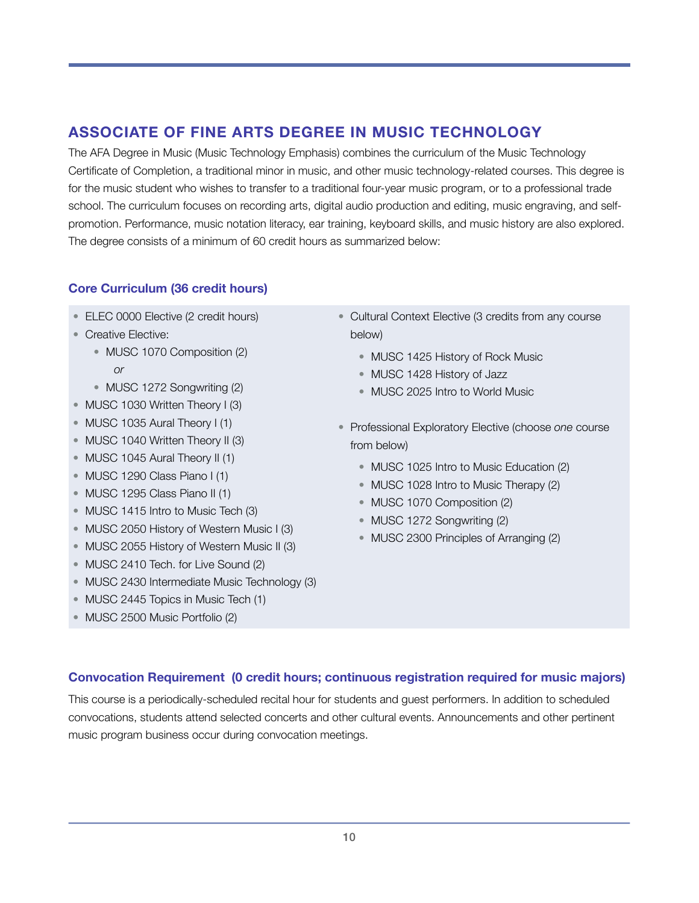## ASSOCIATE OF FINE ARTS DEGREE IN MUSIC TECHNOLOGY

The AFA Degree in Music (Music Technology Emphasis) combines the curriculum of the Music Technology Certificate of Completion, a traditional minor in music, and other music technology-related courses. This degree is for the music student who wishes to transfer to a traditional four-year music program, or to a professional trade school. The curriculum focuses on recording arts, digital audio production and editing, music engraving, and self-promotion. Performance, music notation literacy, ear training, keyboard skills, and music history are also explored. The degree consists of a minimum of 60 credit hours as summarized below:

### Core Curriculum (36 credit hours)

- ELEC 0000 Elective (2 credit hours)
- Creative Elective:
  - MUSC 1070 Composition (2)

    *or*
  - MUSC 1272 Songwriting (2)
- MUSC 1030 Written Theory I (3)
- MUSC 1035 Aural Theory I (1)
- MUSC 1040 Written Theory II (3)
- MUSC 1045 Aural Theory II (1)
- MUSC 1290 Class Piano I (1)
- MUSC 1295 Class Piano II (1)
- MUSC 1415 Intro to Music Tech (3)
- MUSC 2050 History of Western Music I (3)
- MUSC 2055 History of Western Music II (3)
- MUSC 2410 Tech. for Live Sound (2)
- MUSC 2430 Intermediate Music Technology (3)
- MUSC 2445 Topics in Music Tech (1)
- MUSC 2500 Music Portfolio (2)
- Cultural Context Elective (3 credits from any course below)
  - MUSC 1425 History of Rock Music
  - MUSC 1428 History of Jazz
  - MUSC 2025 Intro to World Music
- Professional Exploratory Elective (choose *one* course from below)
  - MUSC 1025 Intro to Music Education (2)
  - MUSC 1028 Intro to Music Therapy (2)
  - MUSC 1070 Composition (2)
  - MUSC 1272 Songwriting (2)
  - MUSC 2300 Principles of Arranging (2)

### Convocation Requirement (0 credit hours; continuous registration required for music majors)

This course is a periodically-scheduled recital hour for students and guest performers. In addition to scheduled convocations, students attend selected concerts and other cultural events. Announcements and other pertinent music program business occur during convocation meetings.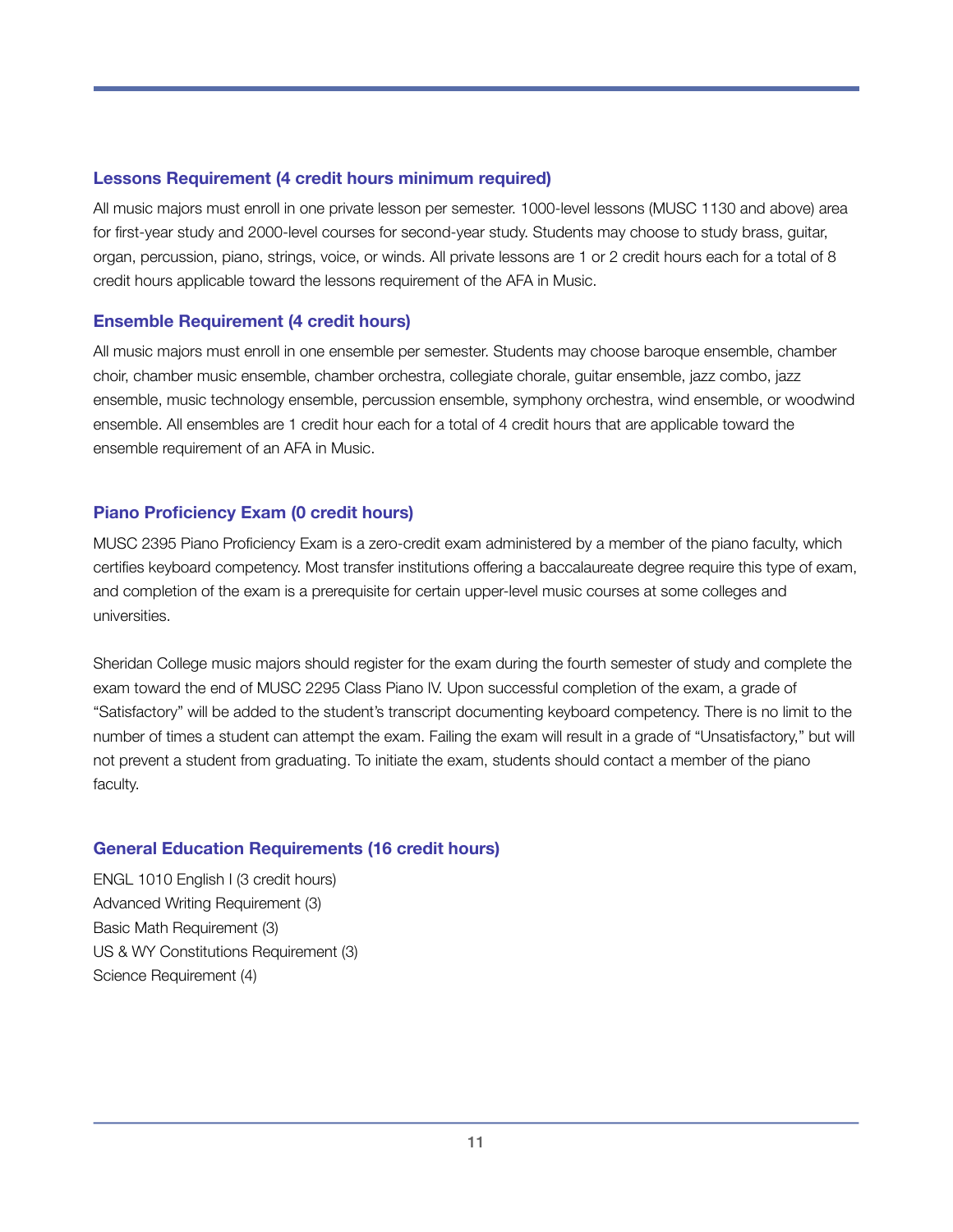### Lessons Requirement (4 credit hours minimum required)

All music majors must enroll in one private lesson per semester. 1000-level lessons (MUSC 1130 and above) area for first-year study and 2000-level courses for second-year study. Students may choose to study brass, guitar, organ, percussion, piano, strings, voice, or winds. All private lessons are 1 or 2 credit hours each for a total of 8 credit hours applicable toward the lessons requirement of the AFA in Music.

### Ensemble Requirement (4 credit hours)

All music majors must enroll in one ensemble per semester. Students may choose baroque ensemble, chamber choir, chamber music ensemble, chamber orchestra, collegiate chorale, guitar ensemble, jazz combo, jazz ensemble, music technology ensemble, percussion ensemble, symphony orchestra, wind ensemble, or woodwind ensemble. All ensembles are 1 credit hour each for a total of 4 credit hours that are applicable toward the ensemble requirement of an AFA in Music.

### Piano Proficiency Exam (0 credit hours)

MUSC 2395 Piano Proficiency Exam is a zero-credit exam administered by a member of the piano faculty, which certifies keyboard competency. Most transfer institutions offering a baccalaureate degree require this type of exam, and completion of the exam is a prerequisite for certain upper-level music courses at some colleges and universities.

Sheridan College music majors should register for the exam during the fourth semester of study and complete the exam toward the end of MUSC 2295 Class Piano IV. Upon successful completion of the exam, a grade of "Satisfactory" will be added to the student's transcript documenting keyboard competency. There is no limit to the number of times a student can attempt the exam. Failing the exam will result in a grade of "Unsatisfactory," but will not prevent a student from graduating. To initiate the exam, students should contact a member of the piano faculty.

### General Education Requirements (16 credit hours)

ENGL 1010 English I (3 credit hours)  
Advanced Writing Requirement (3)  
Basic Math Requirement (3)  
US & WY Constitutions Requirement (3)  
Science Requirement (4)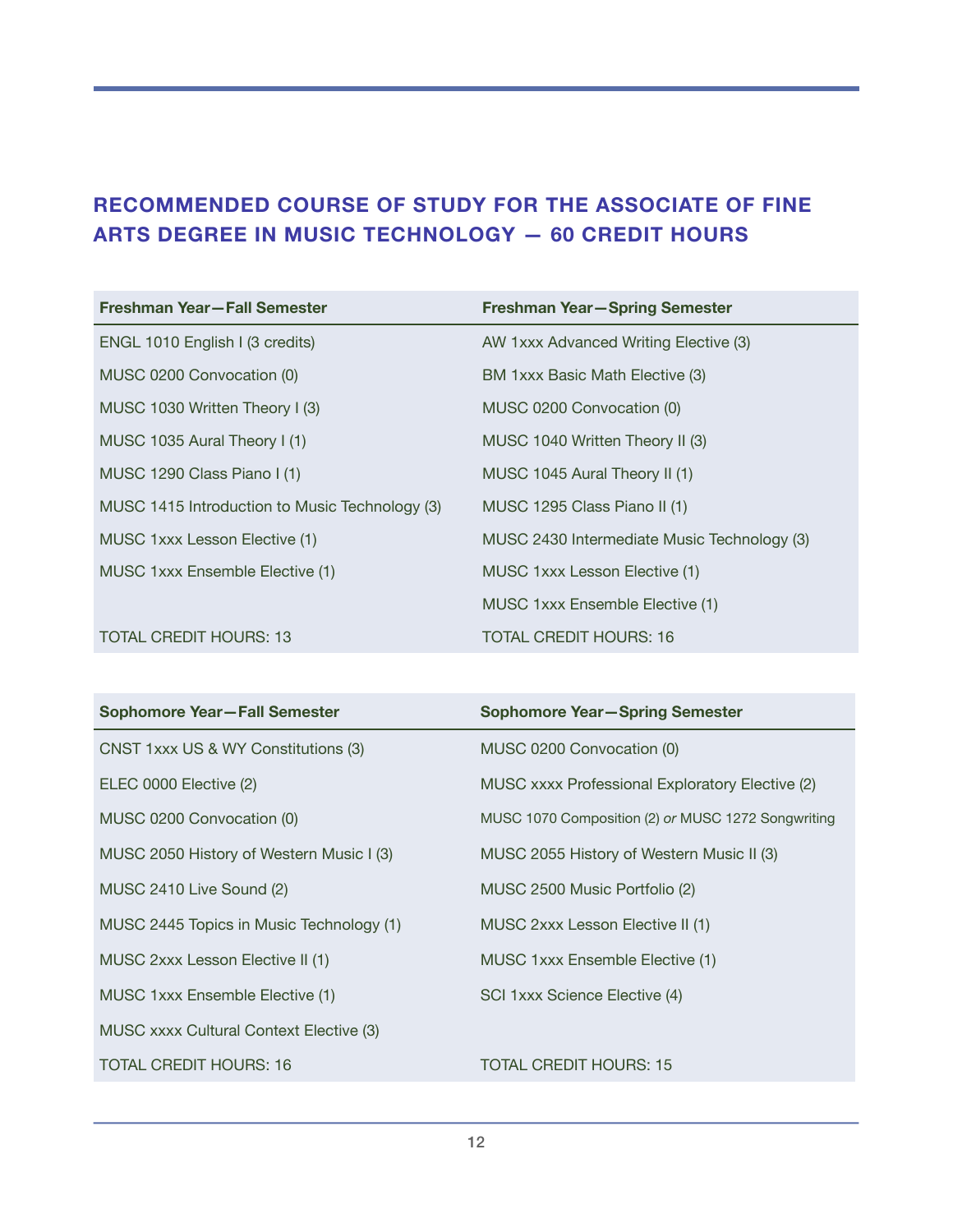## RECOMMENDED COURSE OF STUDY FOR THE ASSOCIATE OF FINE ARTS DEGREE IN MUSIC TECHNOLOGY — 60 CREDIT HOURS

| Freshman Year—Fall Semester | Freshman Year—Spring Semester |
|---|---|
| ENGL 1010 English I (3 credits) | AW 1xxx Advanced Writing Elective (3) |
| MUSC 0200 Convocation (0) | BM 1xxx Basic Math Elective (3) |
| MUSC 1030 Written Theory I (3) | MUSC 0200 Convocation (0) |
| MUSC 1035 Aural Theory I (1) | MUSC 1040 Written Theory II (3) |
| MUSC 1290 Class Piano I (1) | MUSC 1045 Aural Theory II (1) |
| MUSC 1415 Introduction to Music Technology (3) | MUSC 1295 Class Piano II (1) |
| MUSC 1xxx Lesson Elective (1) | MUSC 2430 Intermediate Music Technology (3) |
| MUSC 1xxx Ensemble Elective (1) | MUSC 1xxx Lesson Elective (1) |
| | MUSC 1xxx Ensemble Elective (1) |
| TOTAL CREDIT HOURS: 13 | TOTAL CREDIT HOURS: 16 |

| Sophomore Year—Fall Semester | Sophomore Year—Spring Semester |
|---|---|
| CNST 1xxx US & WY Constitutions (3) | MUSC 0200 Convocation (0) |
| ELEC 0000 Elective (2) | MUSC xxxx Professional Exploratory Elective (2) |
| MUSC 0200 Convocation (0) | MUSC 1070 Composition (2) *or* MUSC 1272 Songwriting |
| MUSC 2050 History of Western Music I (3) | MUSC 2055 History of Western Music II (3) |
| MUSC 2410 Live Sound (2) | MUSC 2500 Music Portfolio (2) |
| MUSC 2445 Topics in Music Technology (1) | MUSC 2xxx Lesson Elective II (1) |
| MUSC 2xxx Lesson Elective II (1) | MUSC 1xxx Ensemble Elective (1) |
| MUSC 1xxx Ensemble Elective (1) | SCI 1xxx Science Elective (4) |
| MUSC xxxx Cultural Context Elective (3) | |
| TOTAL CREDIT HOURS: 16 | TOTAL CREDIT HOURS: 15 |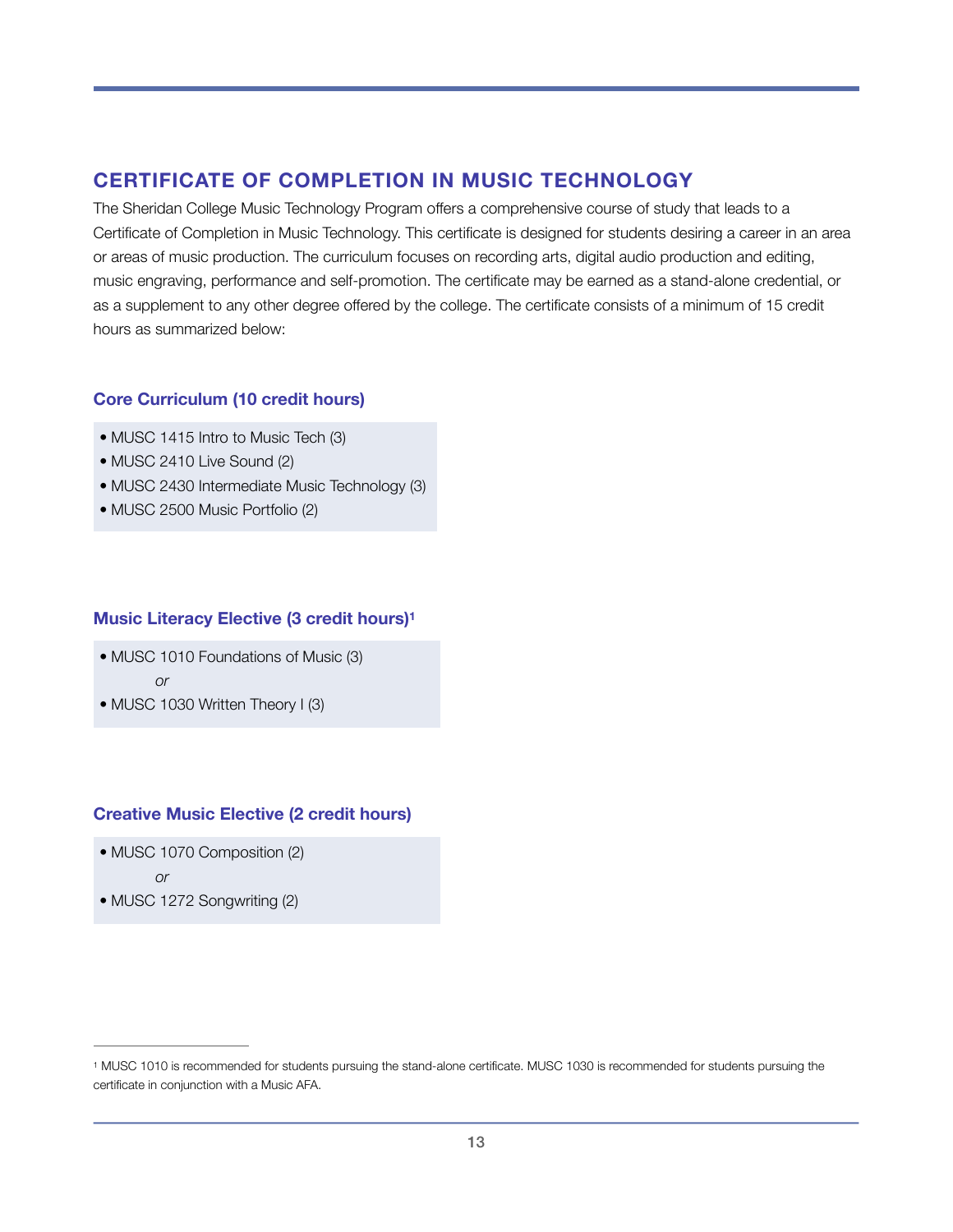## CERTIFICATE OF COMPLETION IN MUSIC TECHNOLOGY

The Sheridan College Music Technology Program offers a comprehensive course of study that leads to a Certificate of Completion in Music Technology. This certificate is designed for students desiring a career in an area or areas of music production. The curriculum focuses on recording arts, digital audio production and editing, music engraving, performance and self-promotion. The certificate may be earned as a stand-alone credential, or as a supplement to any other degree offered by the college. The certificate consists of a minimum of 15 credit hours as summarized below:

### Core Curriculum (10 credit hours)

- MUSC 1415 Intro to Music Tech (3)
- MUSC 2410 Live Sound (2)
- MUSC 2430 Intermediate Music Technology (3)
- MUSC 2500 Music Portfolio (2)

### Music Literacy Elective (3 credit hours)[1]

- MUSC 1010 Foundations of Music (3)

  *or*

- MUSC 1030 Written Theory I (3)

### Creative Music Elective (2 credit hours)

- MUSC 1070 Composition (2)

  *or*

- MUSC 1272 Songwriting (2)

---

[1] MUSC 1010 is recommended for students pursuing the stand-alone certificate. MUSC 1030 is recommended for students pursuing the certificate in conjunction with a Music AFA.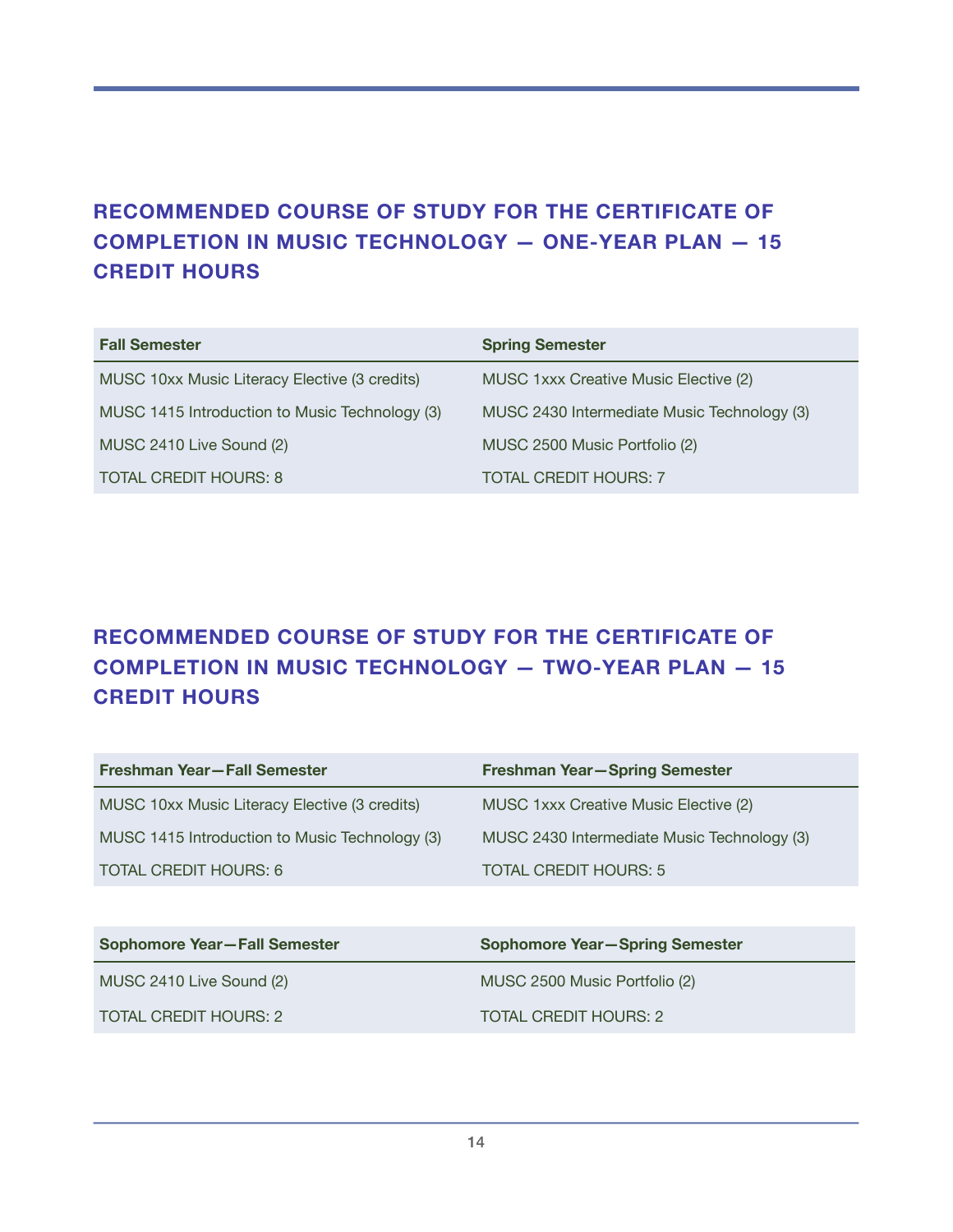## RECOMMENDED COURSE OF STUDY FOR THE CERTIFICATE OF COMPLETION IN MUSIC TECHNOLOGY — ONE-YEAR PLAN — 15 CREDIT HOURS

| Fall Semester | Spring Semester |
|---|---|
| MUSC 10xx Music Literacy Elective (3 credits) | MUSC 1xxx Creative Music Elective (2) |
| MUSC 1415 Introduction to Music Technology (3) | MUSC 2430 Intermediate Music Technology (3) |
| MUSC 2410 Live Sound (2) | MUSC 2500 Music Portfolio (2) |
| TOTAL CREDIT HOURS: 8 | TOTAL CREDIT HOURS: 7 |

## RECOMMENDED COURSE OF STUDY FOR THE CERTIFICATE OF COMPLETION IN MUSIC TECHNOLOGY — TWO-YEAR PLAN — 15 CREDIT HOURS

| Freshman Year—Fall Semester | Freshman Year—Spring Semester |
|---|---|
| MUSC 10xx Music Literacy Elective (3 credits) | MUSC 1xxx Creative Music Elective (2) |
| MUSC 1415 Introduction to Music Technology (3) | MUSC 2430 Intermediate Music Technology (3) |
| TOTAL CREDIT HOURS: 6 | TOTAL CREDIT HOURS: 5 |

| Sophomore Year—Fall Semester | Sophomore Year—Spring Semester |
|---|---|
| MUSC 2410 Live Sound (2) | MUSC 2500 Music Portfolio (2) |
| TOTAL CREDIT HOURS: 2 | TOTAL CREDIT HOURS: 2 |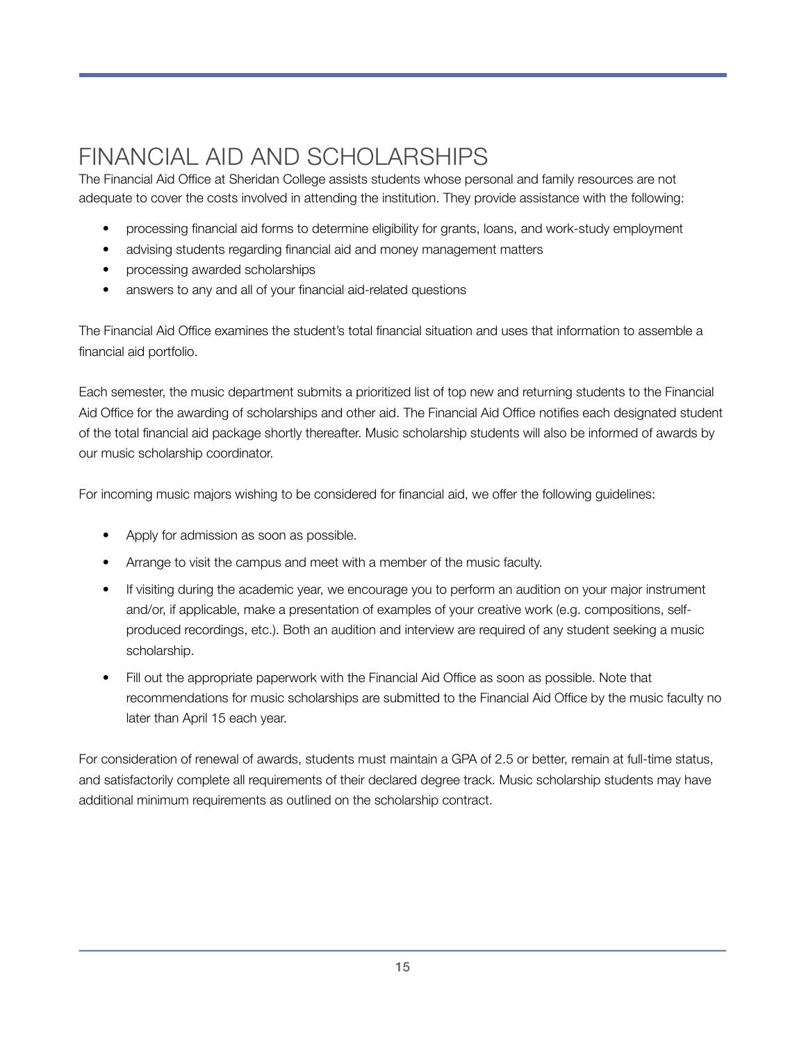# FINANCIAL AID AND SCHOLARSHIPS

The Financial Aid Office at Sheridan College assists students whose personal and family resources are not adequate to cover the costs involved in attending the institution. They provide assistance with the following:

- processing financial aid forms to determine eligibility for grants, loans, and work-study employment
- advising students regarding financial aid and money management matters
- processing awarded scholarships
- answers to any and all of your financial aid-related questions

The Financial Aid Office examines the student's total financial situation and uses that information to assemble a financial aid portfolio.

Each semester, the music department submits a prioritized list of top new and returning students to the Financial Aid Office for the awarding of scholarships and other aid. The Financial Aid Office notifies each designated student of the total financial aid package shortly thereafter. Music scholarship students will also be informed of awards by our music scholarship coordinator.

For incoming music majors wishing to be considered for financial aid, we offer the following guidelines:

- Apply for admission as soon as possible.
- Arrange to visit the campus and meet with a member of the music faculty.
- If visiting during the academic year, we encourage you to perform an audition on your major instrument and/or, if applicable, make a presentation of examples of your creative work (e.g. compositions, self-produced recordings, etc.). Both an audition and interview are required of any student seeking a music scholarship.
- Fill out the appropriate paperwork with the Financial Aid Office as soon as possible. Note that recommendations for music scholarships are submitted to the Financial Aid Office by the music faculty no later than April 15 each year.

For consideration of renewal of awards, students must maintain a GPA of 2.5 or better, remain at full-time status, and satisfactorily complete all requirements of their declared degree track. Music scholarship students may have additional minimum requirements as outlined on the scholarship contract.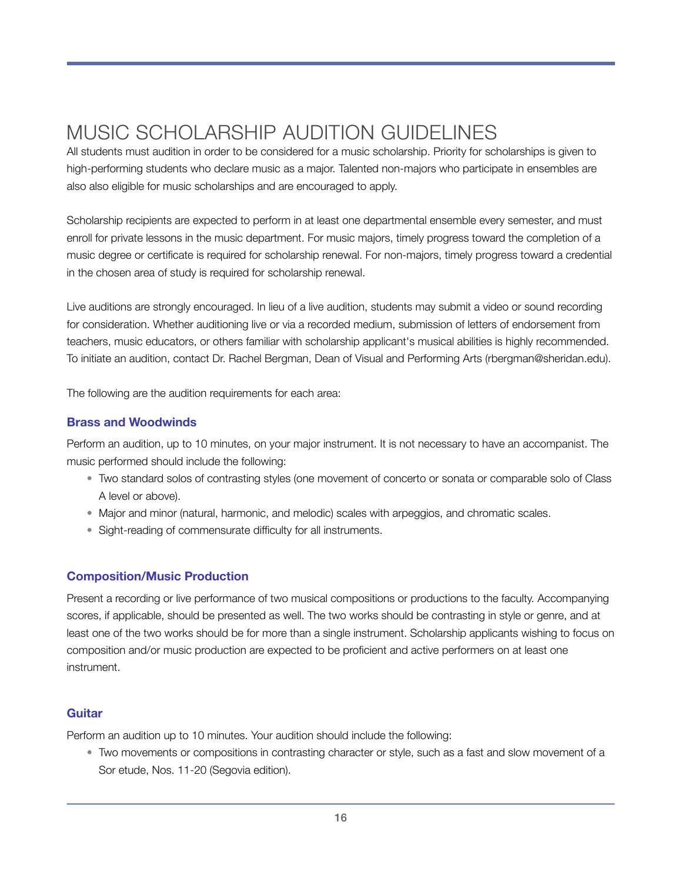# MUSIC SCHOLARSHIP AUDITION GUIDELINES

All students must audition in order to be considered for a music scholarship. Priority for scholarships is given to high-performing students who declare music as a major. Talented non-majors who participate in ensembles are also also eligible for music scholarships and are encouraged to apply.

Scholarship recipients are expected to perform in at least one departmental ensemble every semester, and must enroll for private lessons in the music department. For music majors, timely progress toward the completion of a music degree or certificate is required for scholarship renewal. For non-majors, timely progress toward a credential in the chosen area of study is required for scholarship renewal.

Live auditions are strongly encouraged. In lieu of a live audition, students may submit a video or sound recording for consideration. Whether auditioning live or via a recorded medium, submission of letters of endorsement from teachers, music educators, or others familiar with scholarship applicant's musical abilities is highly recommended. To initiate an audition, contact Dr. Rachel Bergman, Dean of Visual and Performing Arts (rbergman@sheridan.edu).

The following are the audition requirements for each area:

### Brass and Woodwinds

Perform an audition, up to 10 minutes, on your major instrument. It is not necessary to have an accompanist. The music performed should include the following:

- Two standard solos of contrasting styles (one movement of concerto or sonata or comparable solo of Class A level or above).
- Major and minor (natural, harmonic, and melodic) scales with arpeggios, and chromatic scales.
- Sight-reading of commensurate difficulty for all instruments.

### Composition/Music Production

Present a recording or live performance of two musical compositions or productions to the faculty. Accompanying scores, if applicable, should be presented as well. The two works should be contrasting in style or genre, and at least one of the two works should be for more than a single instrument. Scholarship applicants wishing to focus on composition and/or music production are expected to be proficient and active performers on at least one instrument.

### Guitar

Perform an audition up to 10 minutes. Your audition should include the following:

- Two movements or compositions in contrasting character or style, such as a fast and slow movement of a Sor etude, Nos. 11-20 (Segovia edition).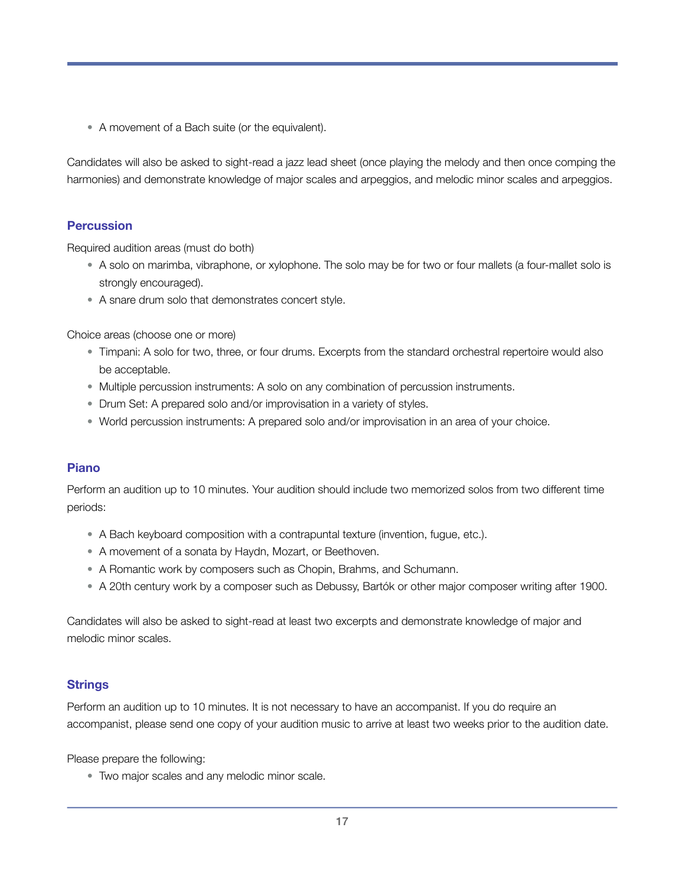- A movement of a Bach suite (or the equivalent).

Candidates will also be asked to sight-read a jazz lead sheet (once playing the melody and then once comping the harmonies) and demonstrate knowledge of major scales and arpeggios, and melodic minor scales and arpeggios.

### Percussion

Required audition areas (must do both)

- A solo on marimba, vibraphone, or xylophone. The solo may be for two or four mallets (a four-mallet solo is strongly encouraged).
- A snare drum solo that demonstrates concert style.

Choice areas (choose one or more)

- Timpani: A solo for two, three, or four drums. Excerpts from the standard orchestral repertoire would also be acceptable.
- Multiple percussion instruments: A solo on any combination of percussion instruments.
- Drum Set: A prepared solo and/or improvisation in a variety of styles.
- World percussion instruments: A prepared solo and/or improvisation in an area of your choice.

### Piano

Perform an audition up to 10 minutes. Your audition should include two memorized solos from two different time periods:

- A Bach keyboard composition with a contrapuntal texture (invention, fugue, etc.).
- A movement of a sonata by Haydn, Mozart, or Beethoven.
- A Romantic work by composers such as Chopin, Brahms, and Schumann.
- A 20th century work by a composer such as Debussy, Bartók or other major composer writing after 1900.

Candidates will also be asked to sight-read at least two excerpts and demonstrate knowledge of major and melodic minor scales.

### Strings

Perform an audition up to 10 minutes. It is not necessary to have an accompanist. If you do require an accompanist, please send one copy of your audition music to arrive at least two weeks prior to the audition date.

Please prepare the following:

- Two major scales and any melodic minor scale.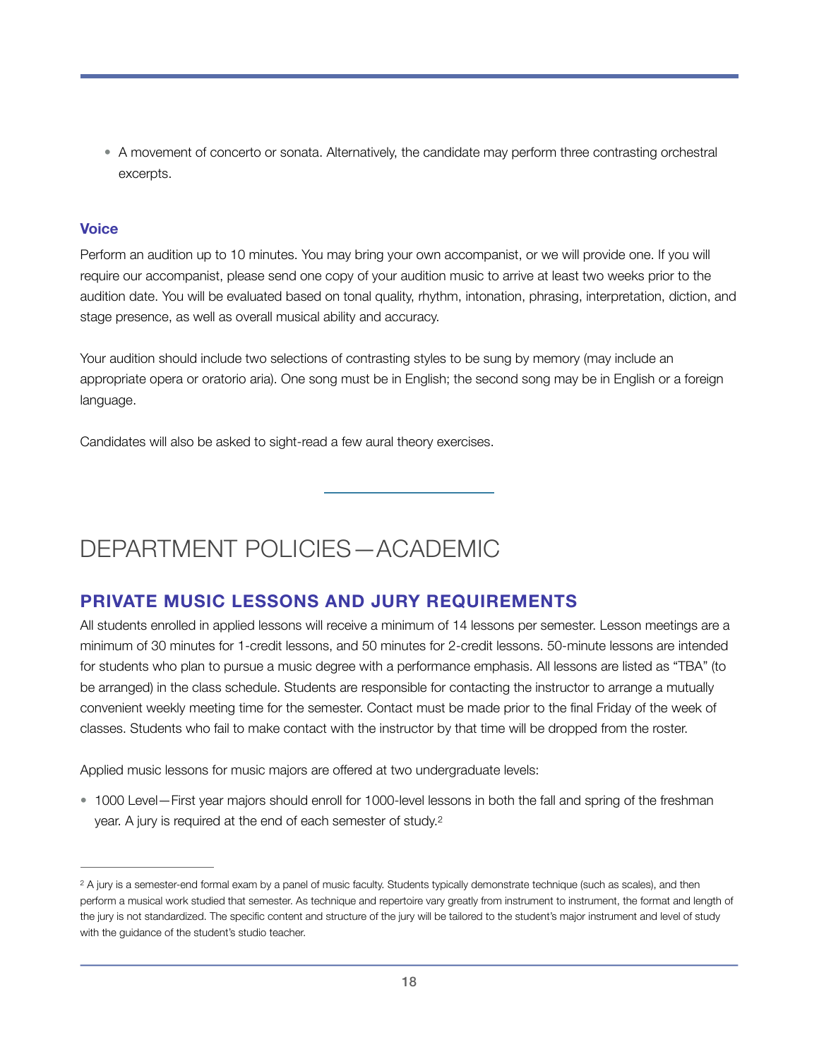- A movement of concerto or sonata. Alternatively, the candidate may perform three contrasting orchestral excerpts.

### Voice

Perform an audition up to 10 minutes. You may bring your own accompanist, or we will provide one. If you will require our accompanist, please send one copy of your audition music to arrive at least two weeks prior to the audition date. You will be evaluated based on tonal quality, rhythm, intonation, phrasing, interpretation, diction, and stage presence, as well as overall musical ability and accuracy.

Your audition should include two selections of contrasting styles to be sung by memory (may include an appropriate opera or oratorio aria). One song must be in English; the second song may be in English or a foreign language.

Candidates will also be asked to sight-read a few aural theory exercises.

---

# DEPARTMENT POLICIES—ACADEMIC

## PRIVATE MUSIC LESSONS AND JURY REQUIREMENTS

All students enrolled in applied lessons will receive a minimum of 14 lessons per semester. Lesson meetings are a minimum of 30 minutes for 1-credit lessons, and 50 minutes for 2-credit lessons. 50-minute lessons are intended for students who plan to pursue a music degree with a performance emphasis. All lessons are listed as "TBA" (to be arranged) in the class schedule. Students are responsible for contacting the instructor to arrange a mutually convenient weekly meeting time for the semester. Contact must be made prior to the final Friday of the week of classes. Students who fail to make contact with the instructor by that time will be dropped from the roster.

Applied music lessons for music majors are offered at two undergraduate levels:

- 1000 Level—First year majors should enroll for 1000-level lessons in both the fall and spring of the freshman year. A jury is required at the end of each semester of study.[2]

---

[2] A jury is a semester-end formal exam by a panel of music faculty. Students typically demonstrate technique (such as scales), and then perform a musical work studied that semester. As technique and repertoire vary greatly from instrument to instrument, the format and length of the jury is not standardized. The specific content and structure of the jury will be tailored to the student's major instrument and level of study with the guidance of the student's studio teacher.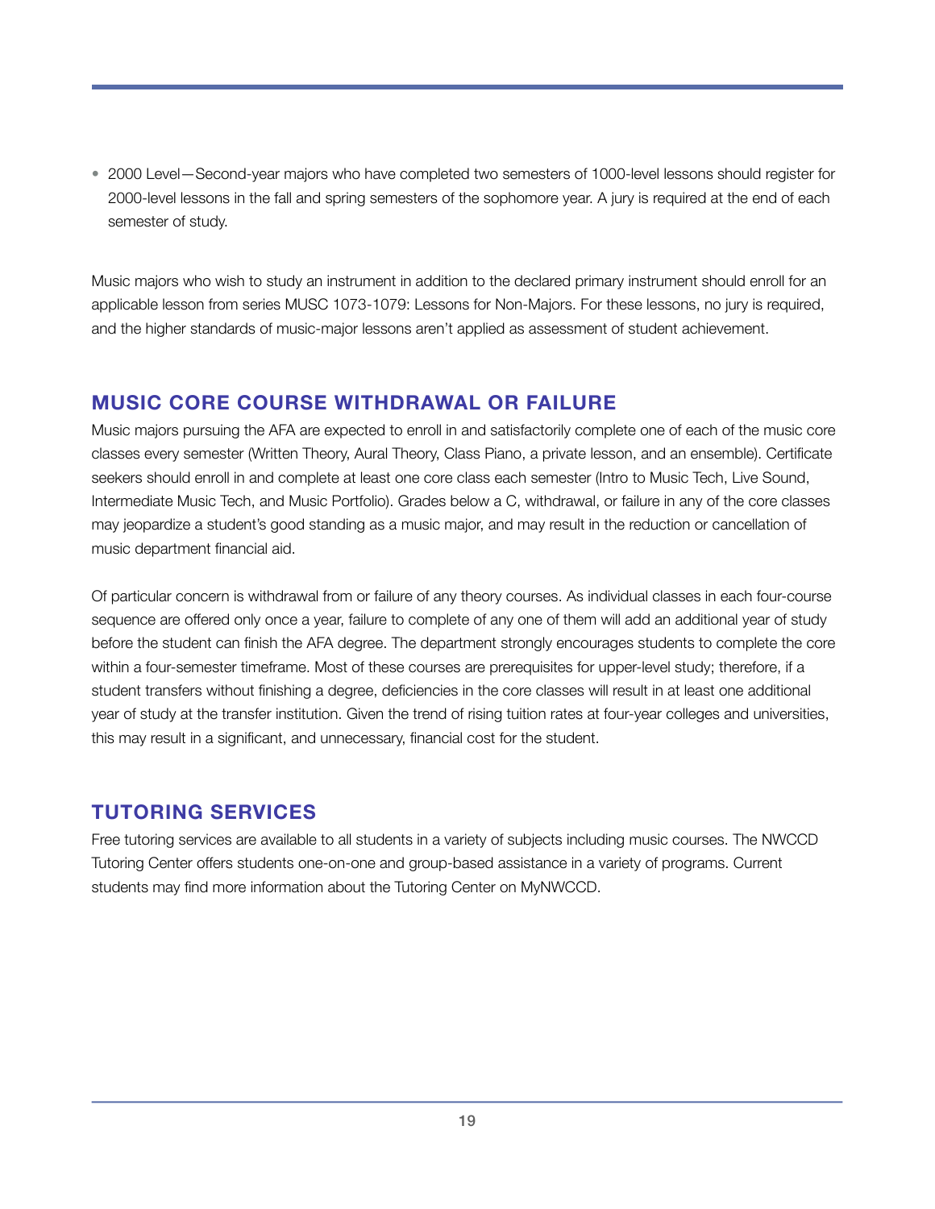- 2000 Level—Second-year majors who have completed two semesters of 1000-level lessons should register for 2000-level lessons in the fall and spring semesters of the sophomore year. A jury is required at the end of each semester of study.

Music majors who wish to study an instrument in addition to the declared primary instrument should enroll for an applicable lesson from series MUSC 1073-1079: Lessons for Non-Majors. For these lessons, no jury is required, and the higher standards of music-major lessons aren't applied as assessment of student achievement.

## MUSIC CORE COURSE WITHDRAWAL OR FAILURE

Music majors pursuing the AFA are expected to enroll in and satisfactorily complete one of each of the music core classes every semester (Written Theory, Aural Theory, Class Piano, a private lesson, and an ensemble). Certificate seekers should enroll in and complete at least one core class each semester (Intro to Music Tech, Live Sound, Intermediate Music Tech, and Music Portfolio). Grades below a C, withdrawal, or failure in any of the core classes may jeopardize a student's good standing as a music major, and may result in the reduction or cancellation of music department financial aid.

Of particular concern is withdrawal from or failure of any theory courses. As individual classes in each four-course sequence are offered only once a year, failure to complete of any one of them will add an additional year of study before the student can finish the AFA degree. The department strongly encourages students to complete the core within a four-semester timeframe. Most of these courses are prerequisites for upper-level study; therefore, if a student transfers without finishing a degree, deficiencies in the core classes will result in at least one additional year of study at the transfer institution. Given the trend of rising tuition rates at four-year colleges and universities, this may result in a significant, and unnecessary, financial cost for the student.

## TUTORING SERVICES

Free tutoring services are available to all students in a variety of subjects including music courses. The NWCCD Tutoring Center offers students one-on-one and group-based assistance in a variety of programs. Current students may find more information about the Tutoring Center on MyNWCCD.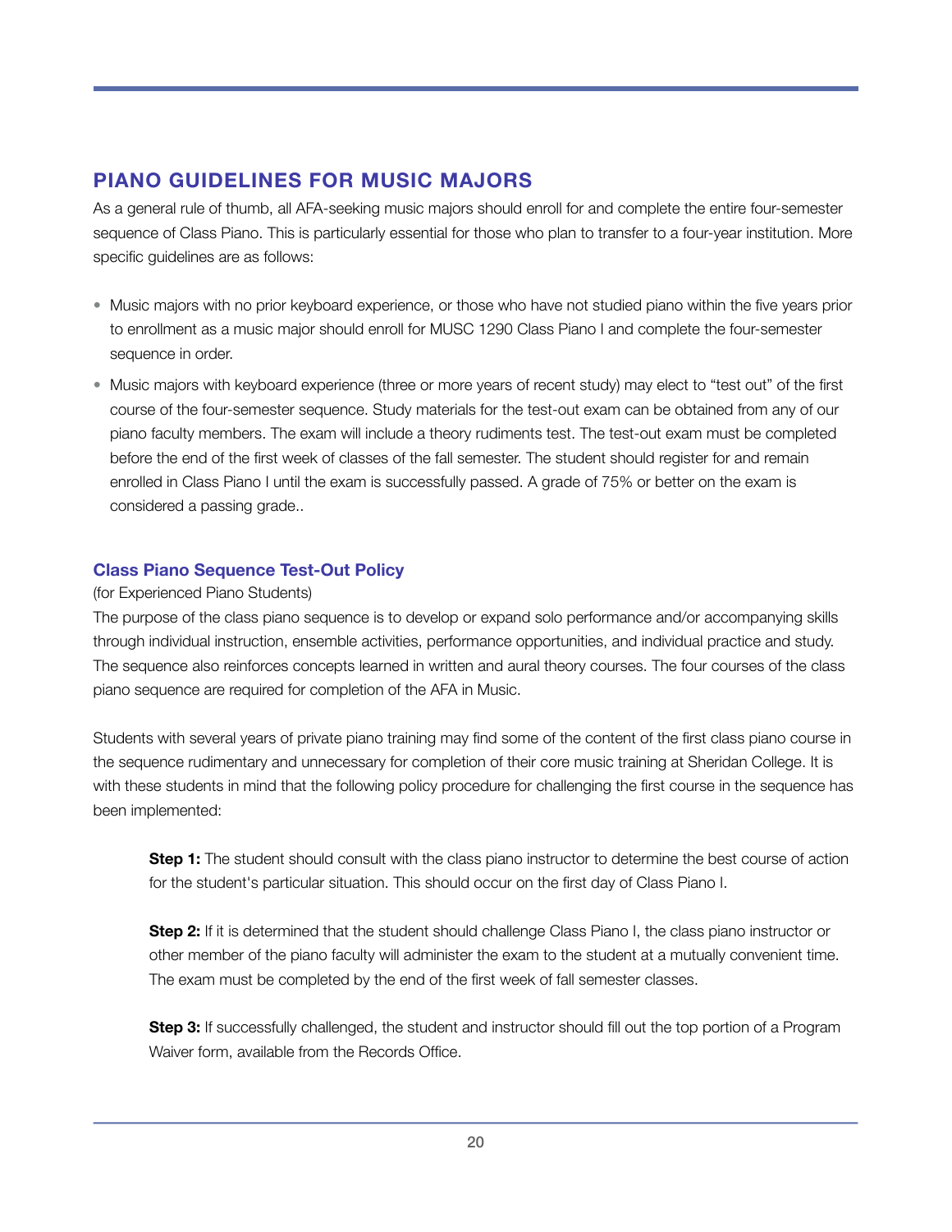## PIANO GUIDELINES FOR MUSIC MAJORS

As a general rule of thumb, all AFA-seeking music majors should enroll for and complete the entire four-semester sequence of Class Piano. This is particularly essential for those who plan to transfer to a four-year institution. More specific guidelines are as follows:

- Music majors with no prior keyboard experience, or those who have not studied piano within the five years prior to enrollment as a music major should enroll for MUSC 1290 Class Piano I and complete the four-semester sequence in order.
- Music majors with keyboard experience (three or more years of recent study) may elect to "test out" of the first course of the four-semester sequence. Study materials for the test-out exam can be obtained from any of our piano faculty members. The exam will include a theory rudiments test. The test-out exam must be completed before the end of the first week of classes of the fall semester. The student should register for and remain enrolled in Class Piano I until the exam is successfully passed. A grade of 75% or better on the exam is considered a passing grade..

### Class Piano Sequence Test-Out Policy

(for Experienced Piano Students)

The purpose of the class piano sequence is to develop or expand solo performance and/or accompanying skills through individual instruction, ensemble activities, performance opportunities, and individual practice and study. The sequence also reinforces concepts learned in written and aural theory courses. The four courses of the class piano sequence are required for completion of the AFA in Music.

Students with several years of private piano training may find some of the content of the first class piano course in the sequence rudimentary and unnecessary for completion of their core music training at Sheridan College. It is with these students in mind that the following policy procedure for challenging the first course in the sequence has been implemented:

> **Step 1:** The student should consult with the class piano instructor to determine the best course of action for the student's particular situation. This should occur on the first day of Class Piano I.
>
> **Step 2:** If it is determined that the student should challenge Class Piano I, the class piano instructor or other member of the piano faculty will administer the exam to the student at a mutually convenient time. The exam must be completed by the end of the first week of fall semester classes.
>
> **Step 3:** If successfully challenged, the student and instructor should fill out the top portion of a Program Waiver form, available from the Records Office.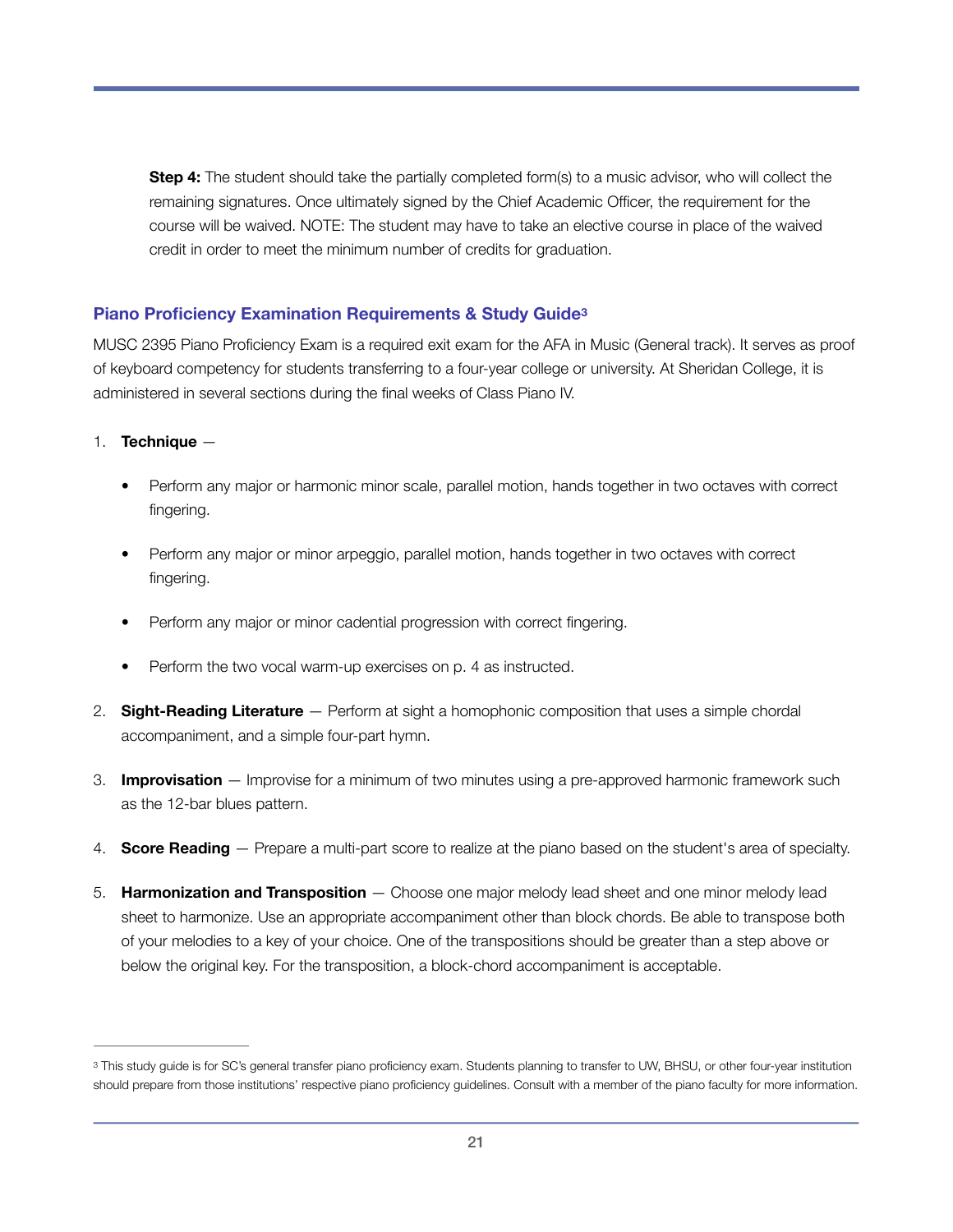**Step 4:** The student should take the partially completed form(s) to a music advisor, who will collect the remaining signatures. Once ultimately signed by the Chief Academic Officer, the requirement for the course will be waived. NOTE: The student may have to take an elective course in place of the waived credit in order to meet the minimum number of credits for graduation.

## Piano Proficiency Examination Requirements & Study Guide[3]

MUSC 2395 Piano Proficiency Exam is a required exit exam for the AFA in Music (General track). It serves as proof of keyboard competency for students transferring to a four-year college or university. At Sheridan College, it is administered in several sections during the final weeks of Class Piano IV.

1. **Technique** —
   - Perform any major or harmonic minor scale, parallel motion, hands together in two octaves with correct fingering.
   - Perform any major or minor arpeggio, parallel motion, hands together in two octaves with correct fingering.
   - Perform any major or minor cadential progression with correct fingering.
   - Perform the two vocal warm-up exercises on p. 4 as instructed.
2. **Sight-Reading Literature** — Perform at sight a homophonic composition that uses a simple chordal accompaniment, and a simple four-part hymn.
3. **Improvisation** — Improvise for a minimum of two minutes using a pre-approved harmonic framework such as the 12-bar blues pattern.
4. **Score Reading** — Prepare a multi-part score to realize at the piano based on the student's area of specialty.
5. **Harmonization and Transposition** — Choose one major melody lead sheet and one minor melody lead sheet to harmonize. Use an appropriate accompaniment other than block chords. Be able to transpose both of your melodies to a key of your choice. One of the transpositions should be greater than a step above or below the original key. For the transposition, a block-chord accompaniment is acceptable.

---

[3] This study guide is for SC's general transfer piano proficiency exam. Students planning to transfer to UW, BHSU, or other four-year institution should prepare from those institutions' respective piano proficiency guidelines. Consult with a member of the piano faculty for more information.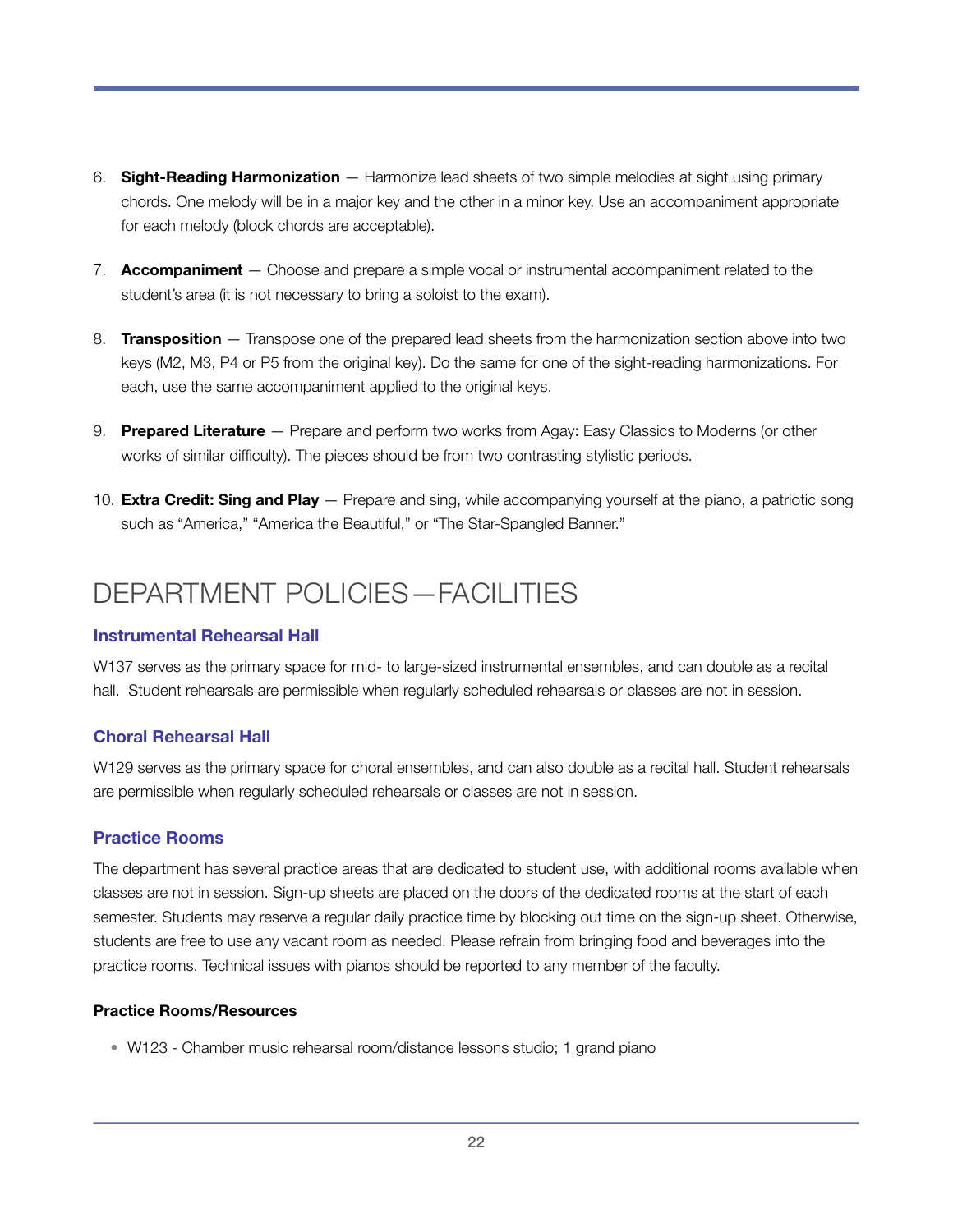6. **Sight-Reading Harmonization** — Harmonize lead sheets of two simple melodies at sight using primary chords. One melody will be in a major key and the other in a minor key. Use an accompaniment appropriate for each melody (block chords are acceptable).

7. **Accompaniment** — Choose and prepare a simple vocal or instrumental accompaniment related to the student's area (it is not necessary to bring a soloist to the exam).

8. **Transposition** — Transpose one of the prepared lead sheets from the harmonization section above into two keys (M2, M3, P4 or P5 from the original key). Do the same for one of the sight-reading harmonizations. For each, use the same accompaniment applied to the original keys.

9. **Prepared Literature** — Prepare and perform two works from Agay: Easy Classics to Moderns (or other works of similar difficulty). The pieces should be from two contrasting stylistic periods.

10. **Extra Credit: Sing and Play** — Prepare and sing, while accompanying yourself at the piano, a patriotic song such as "America," "America the Beautiful," or "The Star-Spangled Banner."

# DEPARTMENT POLICIES—FACILITIES

### Instrumental Rehearsal Hall

W137 serves as the primary space for mid- to large-sized instrumental ensembles, and can double as a recital hall. Student rehearsals are permissible when regularly scheduled rehearsals or classes are not in session.

### Choral Rehearsal Hall

W129 serves as the primary space for choral ensembles, and can also double as a recital hall. Student rehearsals are permissible when regularly scheduled rehearsals or classes are not in session.

### Practice Rooms

The department has several practice areas that are dedicated to student use, with additional rooms available when classes are not in session. Sign-up sheets are placed on the doors of the dedicated rooms at the start of each semester. Students may reserve a regular daily practice time by blocking out time on the sign-up sheet. Otherwise, students are free to use any vacant room as needed. Please refrain from bringing food and beverages into the practice rooms. Technical issues with pianos should be reported to any member of the faculty.

**Practice Rooms/Resources**

- W123 - Chamber music rehearsal room/distance lessons studio; 1 grand piano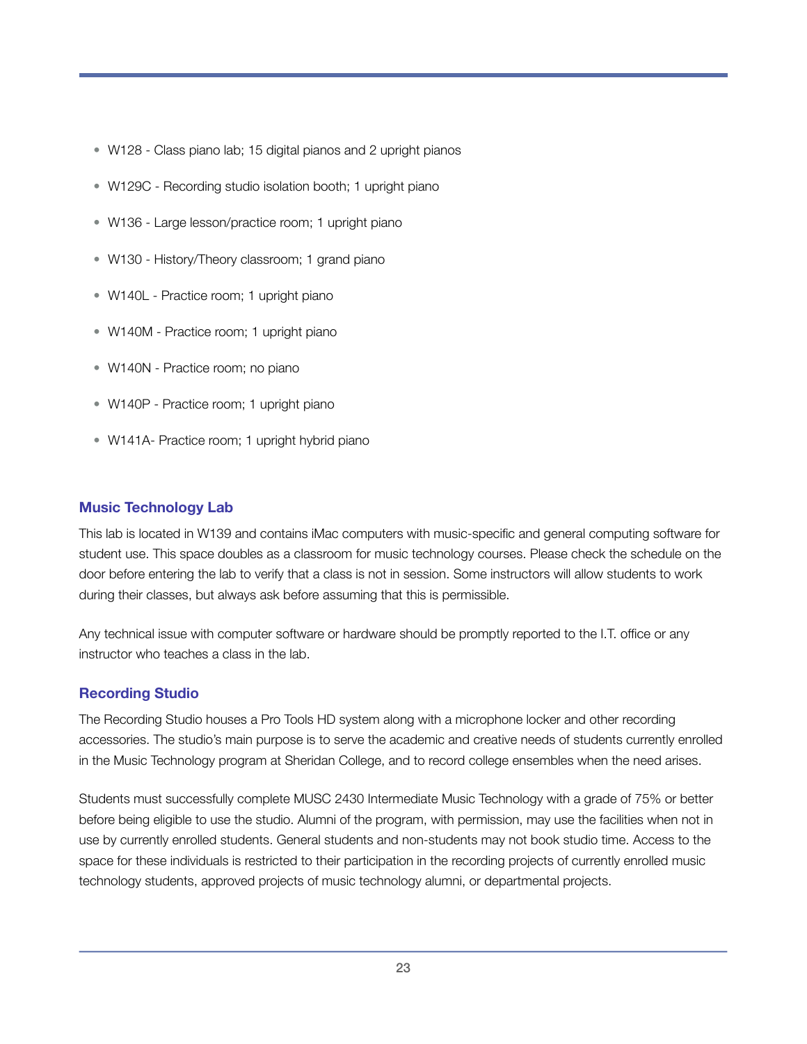- W128 - Class piano lab; 15 digital pianos and 2 upright pianos
- W129C - Recording studio isolation booth; 1 upright piano
- W136 - Large lesson/practice room; 1 upright piano
- W130 - History/Theory classroom; 1 grand piano
- W140L - Practice room; 1 upright piano
- W140M - Practice room; 1 upright piano
- W140N - Practice room; no piano
- W140P - Practice room; 1 upright piano
- W141A- Practice room; 1 upright hybrid piano

### Music Technology Lab

This lab is located in W139 and contains iMac computers with music-specific and general computing software for student use. This space doubles as a classroom for music technology courses. Please check the schedule on the door before entering the lab to verify that a class is not in session. Some instructors will allow students to work during their classes, but always ask before assuming that this is permissible.

Any technical issue with computer software or hardware should be promptly reported to the I.T. office or any instructor who teaches a class in the lab.

### Recording Studio

The Recording Studio houses a Pro Tools HD system along with a microphone locker and other recording accessories. The studio's main purpose is to serve the academic and creative needs of students currently enrolled in the Music Technology program at Sheridan College, and to record college ensembles when the need arises.

Students must successfully complete MUSC 2430 Intermediate Music Technology with a grade of 75% or better before being eligible to use the studio. Alumni of the program, with permission, may use the facilities when not in use by currently enrolled students. General students and non-students may not book studio time. Access to the space for these individuals is restricted to their participation in the recording projects of currently enrolled music technology students, approved projects of music technology alumni, or departmental projects.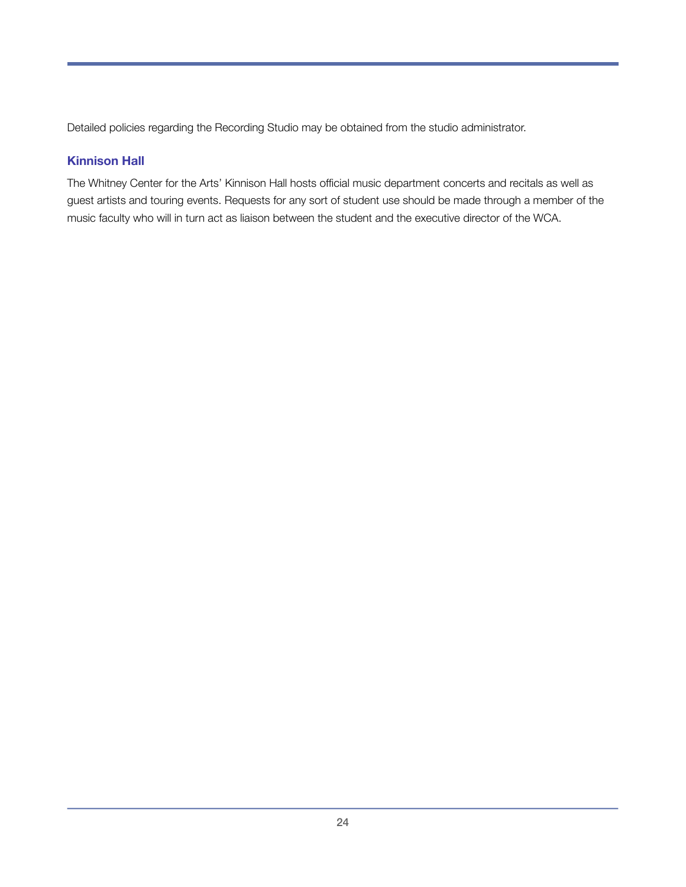Detailed policies regarding the Recording Studio may be obtained from the studio administrator.

### Kinnison Hall

The Whitney Center for the Arts' Kinnison Hall hosts official music department concerts and recitals as well as guest artists and touring events. Requests for any sort of student use should be made through a member of the music faculty who will in turn act as liaison between the student and the executive director of the WCA.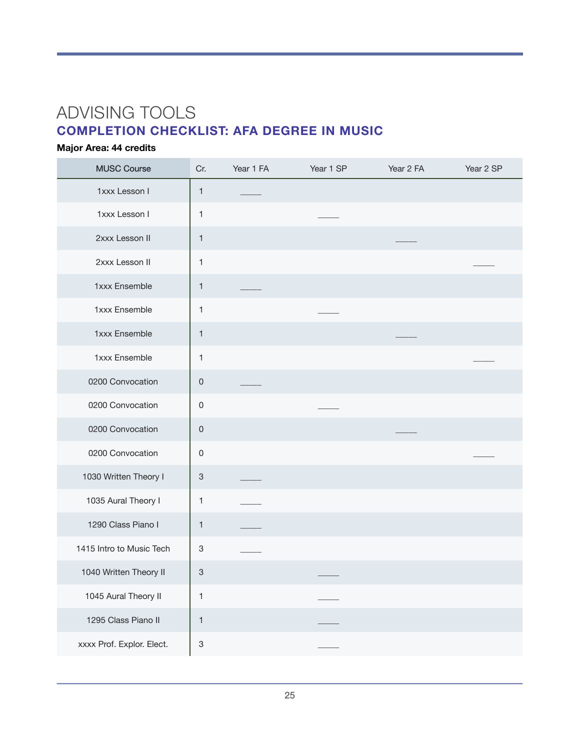# ADVISING TOOLS

## COMPLETION CHECKLIST: AFA DEGREE IN MUSIC

**Major Area: 44 credits**

| MUSC Course | Cr. | Year 1 FA | Year 1 SP | Year 2 FA | Year 2 SP |
|---|---|---|---|---|---|
| 1xxx Lesson I | 1 | _____ | | | |
| 1xxx Lesson I | 1 | | _____ | | |
| 2xxx Lesson II | 1 | | | _____ | |
| 2xxx Lesson II | 1 | | | | _____ |
| 1xxx Ensemble | 1 | _____ | | | |
| 1xxx Ensemble | 1 | | _____ | | |
| 1xxx Ensemble | 1 | | | _____ | |
| 1xxx Ensemble | 1 | | | | _____ |
| 0200 Convocation | 0 | _____ | | | |
| 0200 Convocation | 0 | | _____ | | |
| 0200 Convocation | 0 | | | _____ | |
| 0200 Convocation | 0 | | | | _____ |
| 1030 Written Theory I | 3 | _____ | | | |
| 1035 Aural Theory I | 1 | _____ | | | |
| 1290 Class Piano I | 1 | _____ | | | |
| 1415 Intro to Music Tech | 3 | _____ | | | |
| 1040 Written Theory II | 3 | | _____ | | |
| 1045 Aural Theory II | 1 | | _____ | | |
| 1295 Class Piano II | 1 | | _____ | | |
| xxxx Prof. Explor. Elect. | 3 | | _____ | | |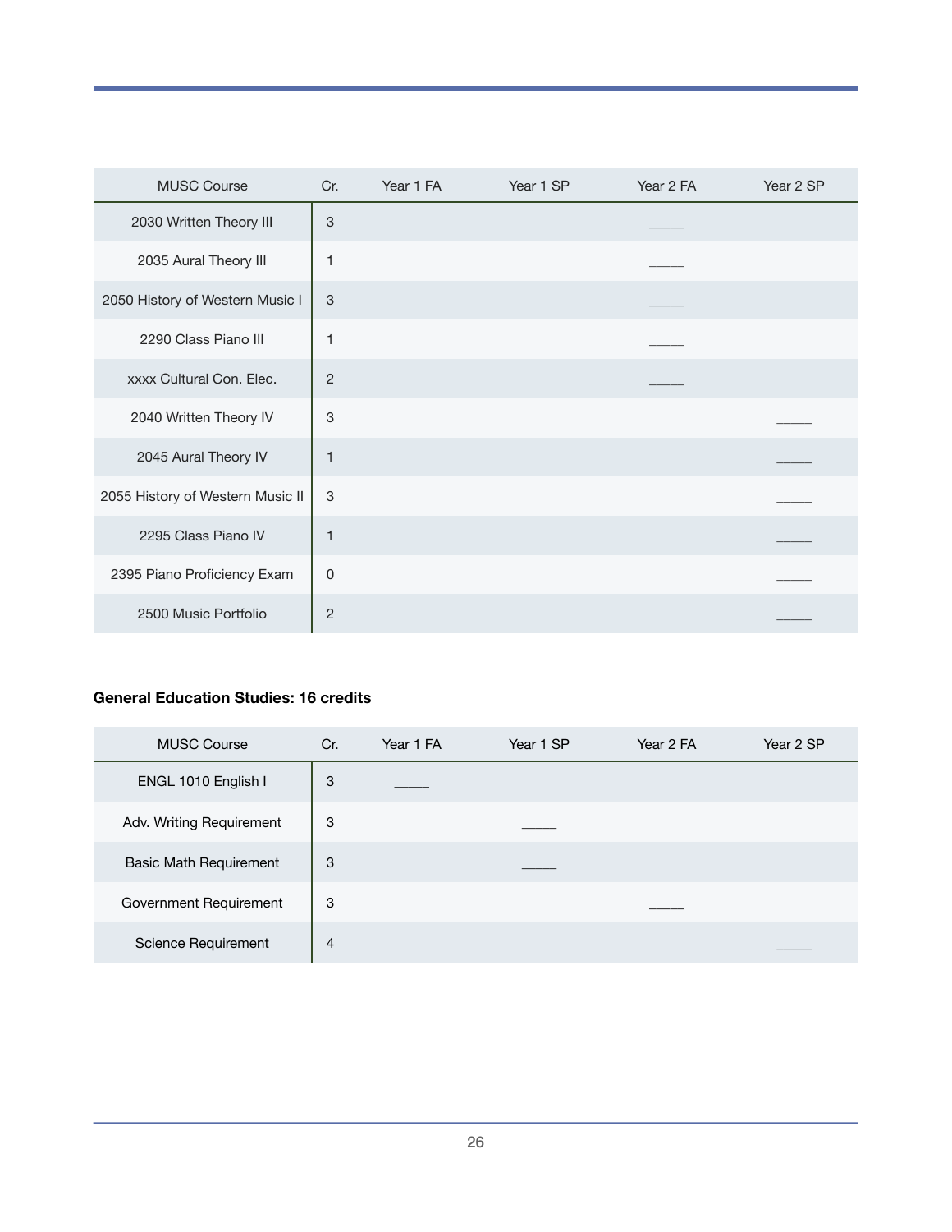| MUSC Course | Cr. | Year 1 FA | Year 1 SP | Year 2 FA | Year 2 SP |
|---|---|---|---|---|---|
| 2030 Written Theory III | 3 | | | _____ | |
| 2035 Aural Theory III | 1 | | | _____ | |
| 2050 History of Western Music I | 3 | | | _____ | |
| 2290 Class Piano III | 1 | | | _____ | |
| xxxx Cultural Con. Elec. | 2 | | | _____ | |
| 2040 Written Theory IV | 3 | | | | _____ |
| 2045 Aural Theory IV | 1 | | | | _____ |
| 2055 History of Western Music II | 3 | | | | _____ |
| 2295 Class Piano IV | 1 | | | | _____ |
| 2395 Piano Proficiency Exam | 0 | | | | _____ |
| 2500 Music Portfolio | 2 | | | | _____ |

**General Education Studies: 16 credits**

| MUSC Course | Cr. | Year 1 FA | Year 1 SP | Year 2 FA | Year 2 SP |
|---|---|---|---|---|---|
| ENGL 1010 English I | 3 | _____ | | | |
| Adv. Writing Requirement | 3 | | _____ | | |
| Basic Math Requirement | 3 | | _____ | | |
| Government Requirement | 3 | | | _____ | |
| Science Requirement | 4 | | | | _____ |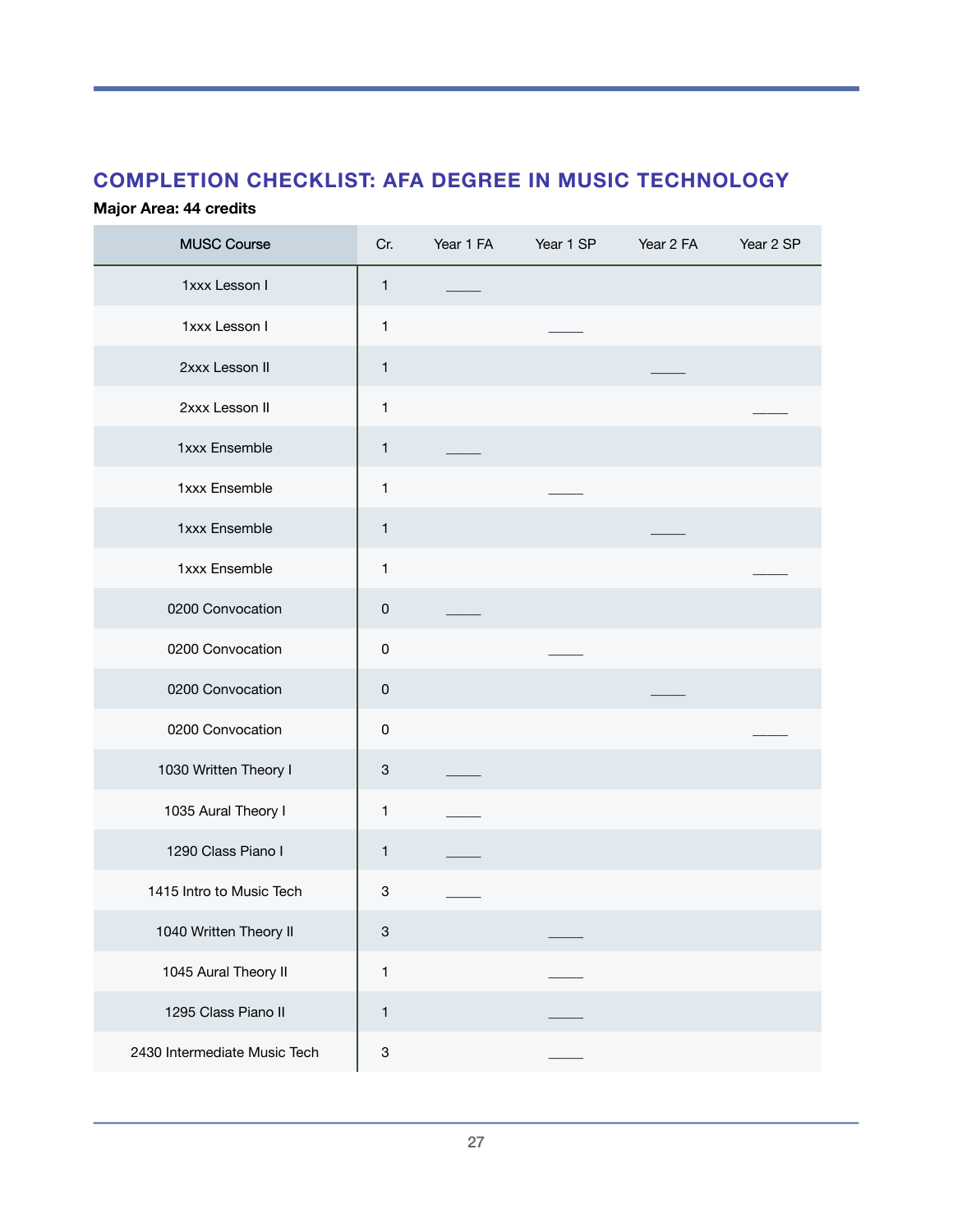## COMPLETION CHECKLIST: AFA DEGREE IN MUSIC TECHNOLOGY

**Major Area: 44 credits**

| MUSC Course | Cr. | Year 1 FA | Year 1 SP | Year 2 FA | Year 2 SP |
|---|---|---|---|---|---|
| 1xxx Lesson I | 1 | ____ | | | |
| 1xxx Lesson I | 1 | | ____ | | |
| 2xxx Lesson II | 1 | | | ____ | |
| 2xxx Lesson II | 1 | | | | ____ |
| 1xxx Ensemble | 1 | ____ | | | |
| 1xxx Ensemble | 1 | | ____ | | |
| 1xxx Ensemble | 1 | | | ____ | |
| 1xxx Ensemble | 1 | | | | ____ |
| 0200 Convocation | 0 | ____ | | | |
| 0200 Convocation | 0 | | ____ | | |
| 0200 Convocation | 0 | | | ____ | |
| 0200 Convocation | 0 | | | | ____ |
| 1030 Written Theory I | 3 | ____ | | | |
| 1035 Aural Theory I | 1 | ____ | | | |
| 1290 Class Piano I | 1 | ____ | | | |
| 1415 Intro to Music Tech | 3 | ____ | | | |
| 1040 Written Theory II | 3 | | ____ | | |
| 1045 Aural Theory II | 1 | | ____ | | |
| 1295 Class Piano II | 1 | | ____ | | |
| 2430 Intermediate Music Tech | 3 | | ____ | | |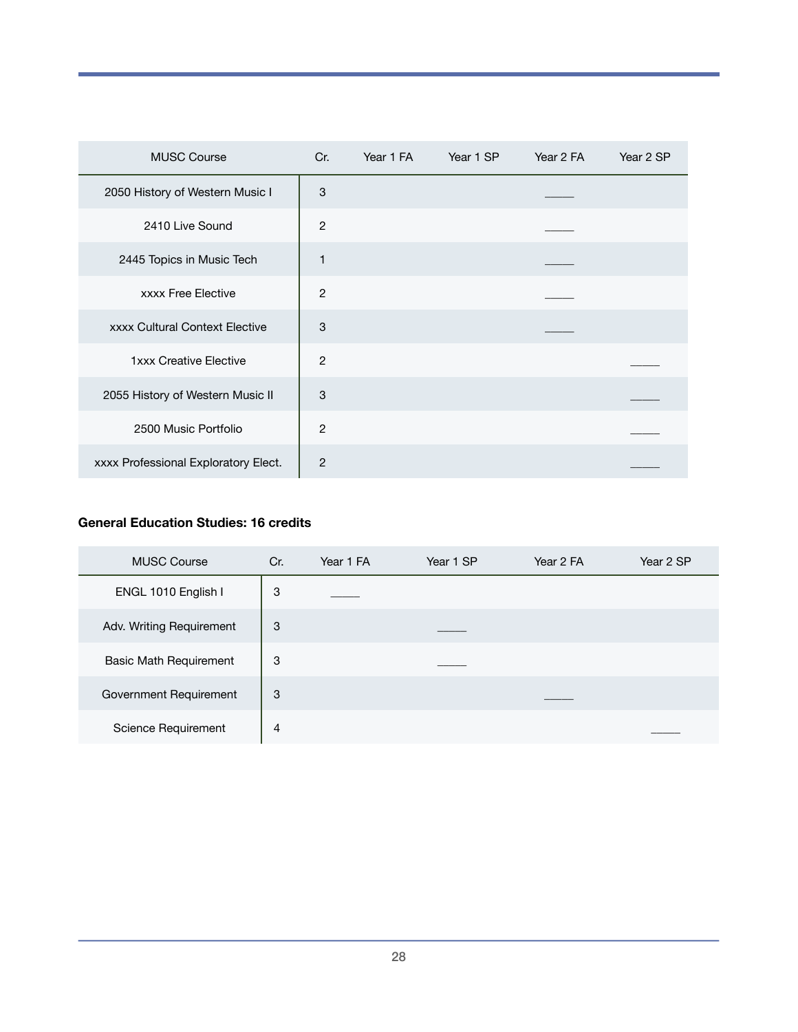| MUSC Course | Cr. | Year 1 FA | Year 1 SP | Year 2 FA | Year 2 SP |
|---|---|---|---|---|---|
| 2050 History of Western Music I | 3 | | | _____ | |
| 2410 Live Sound | 2 | | | _____ | |
| 2445 Topics in Music Tech | 1 | | | _____ | |
| xxxx Free Elective | 2 | | | _____ | |
| xxxx Cultural Context Elective | 3 | | | _____ | |
| 1xxx Creative Elective | 2 | | | | _____ |
| 2055 History of Western Music II | 3 | | | | _____ |
| 2500 Music Portfolio | 2 | | | | _____ |
| xxxx Professional Exploratory Elect. | 2 | | | | _____ |

**General Education Studies: 16 credits**

| MUSC Course | Cr. | Year 1 FA | Year 1 SP | Year 2 FA | Year 2 SP |
|---|---|---|---|---|---|
| ENGL 1010 English I | 3 | _____ | | | |
| Adv. Writing Requirement | 3 | | _____ | | |
| Basic Math Requirement | 3 | | _____ | | |
| Government Requirement | 3 | | | _____ | |
| Science Requirement | 4 | | | | _____ |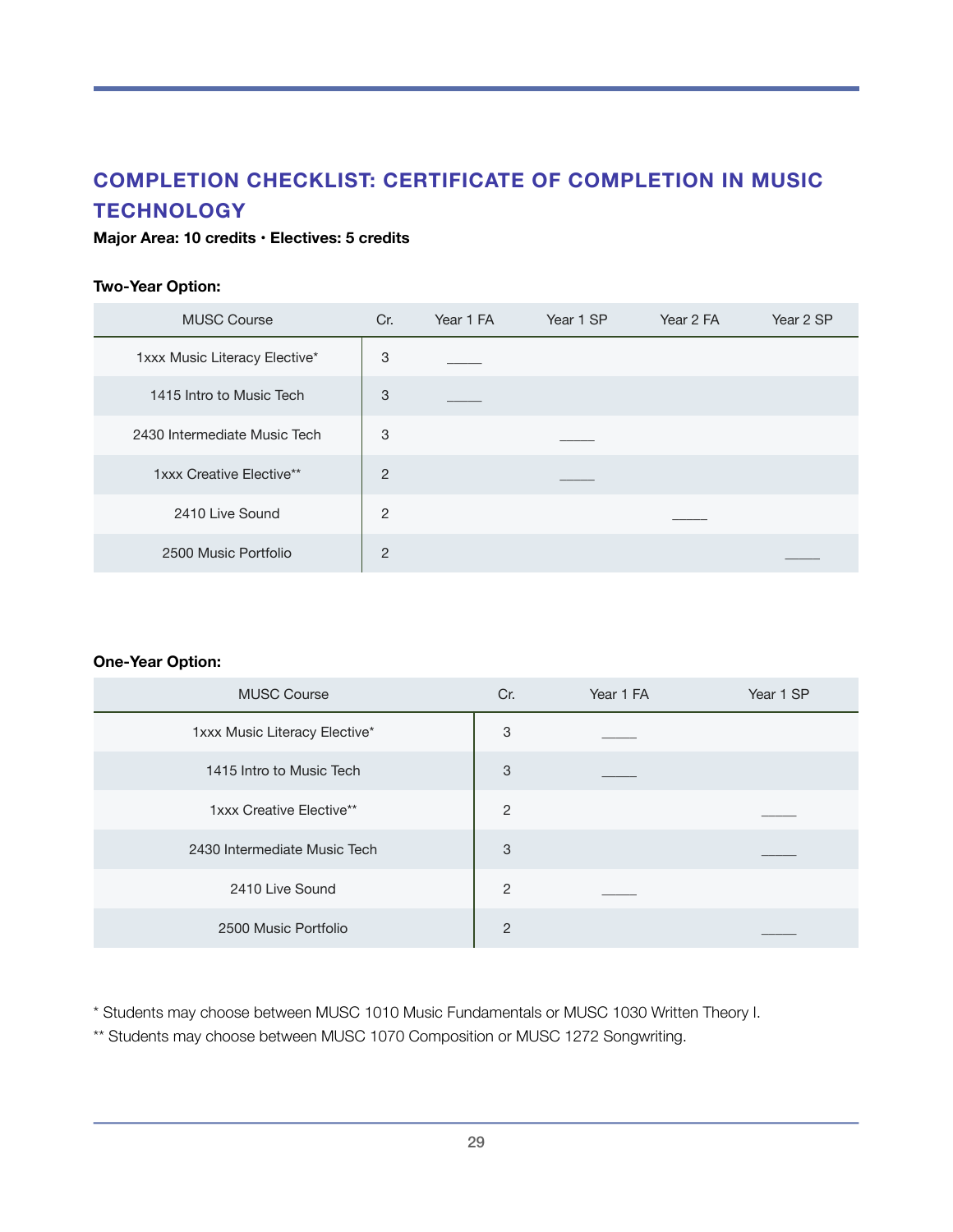## COMPLETION CHECKLIST: CERTIFICATE OF COMPLETION IN MUSIC TECHNOLOGY

**Major Area: 10 credits • Electives: 5 credits**

**Two-Year Option:**

| MUSC Course | Cr. | Year 1 FA | Year 1 SP | Year 2 FA | Year 2 SP |
|---|---|---|---|---|---|
| 1xxx Music Literacy Elective* | 3 | _____ | | | |
| 1415 Intro to Music Tech | 3 | _____ | | | |
| 2430 Intermediate Music Tech | 3 | | _____ | | |
| 1xxx Creative Elective** | 2 | | _____ | | |
| 2410 Live Sound | 2 | | | _____ | |
| 2500 Music Portfolio | 2 | | | | _____ |

**One-Year Option:**

| MUSC Course | Cr. | Year 1 FA | Year 1 SP |
|---|---|---|---|
| 1xxx Music Literacy Elective* | 3 | _____ | |
| 1415 Intro to Music Tech | 3 | _____ | |
| 1xxx Creative Elective** | 2 | | _____ |
| 2430 Intermediate Music Tech | 3 | | _____ |
| 2410 Live Sound | 2 | _____ | |
| 2500 Music Portfolio | 2 | | _____ |

* Students may choose between MUSC 1010 Music Fundamentals or MUSC 1030 Written Theory I.

** Students may choose between MUSC 1070 Composition or MUSC 1272 Songwriting.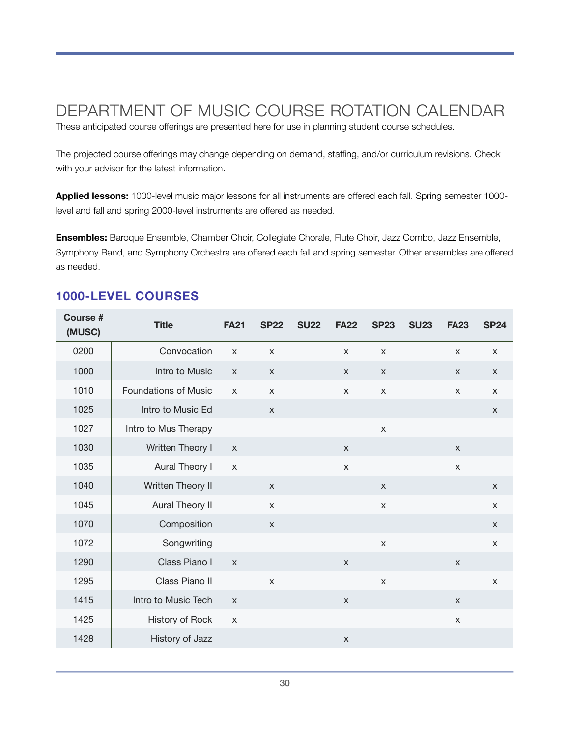# DEPARTMENT OF MUSIC COURSE ROTATION CALENDAR

These anticipated course offerings are presented here for use in planning student course schedules.

The projected course offerings may change depending on demand, staffing, and/or curriculum revisions. Check with your advisor for the latest information.

**Applied lessons:** 1000-level music major lessons for all instruments are offered each fall. Spring semester 1000-level and fall and spring 2000-level instruments are offered as needed.

**Ensembles:** Baroque Ensemble, Chamber Choir, Collegiate Chorale, Flute Choir, Jazz Combo, Jazz Ensemble, Symphony Band, and Symphony Orchestra are offered each fall and spring semester. Other ensembles are offered as needed.

## 1000-LEVEL COURSES

| Course # (MUSC) | Title | FA21 | SP22 | SU22 | FA22 | SP23 | SU23 | FA23 | SP24 |
|---|---|---|---|---|---|---|---|---|---|
| 0200 | Convocation | x | x | | x | x | | x | x |
| 1000 | Intro to Music | x | x | | x | x | | x | x |
| 1010 | Foundations of Music | x | x | | x | x | | x | x |
| 1025 | Intro to Music Ed | | x | | | | | | x |
| 1027 | Intro to Mus Therapy | | | | | x | | | |
| 1030 | Written Theory I | x | | | x | | | x | |
| 1035 | Aural Theory I | x | | | x | | | x | |
| 1040 | Written Theory II | | x | | | x | | | x |
| 1045 | Aural Theory II | | x | | | x | | | x |
| 1070 | Composition | | x | | | | | | x |
| 1072 | Songwriting | | | | | x | | | x |
| 1290 | Class Piano I | x | | | x | | | x | |
| 1295 | Class Piano II | | x | | | x | | | x |
| 1415 | Intro to Music Tech | x | | | x | | | x | |
| 1425 | History of Rock | x | | | | | | x | |
| 1428 | History of Jazz | | | | x | | | | |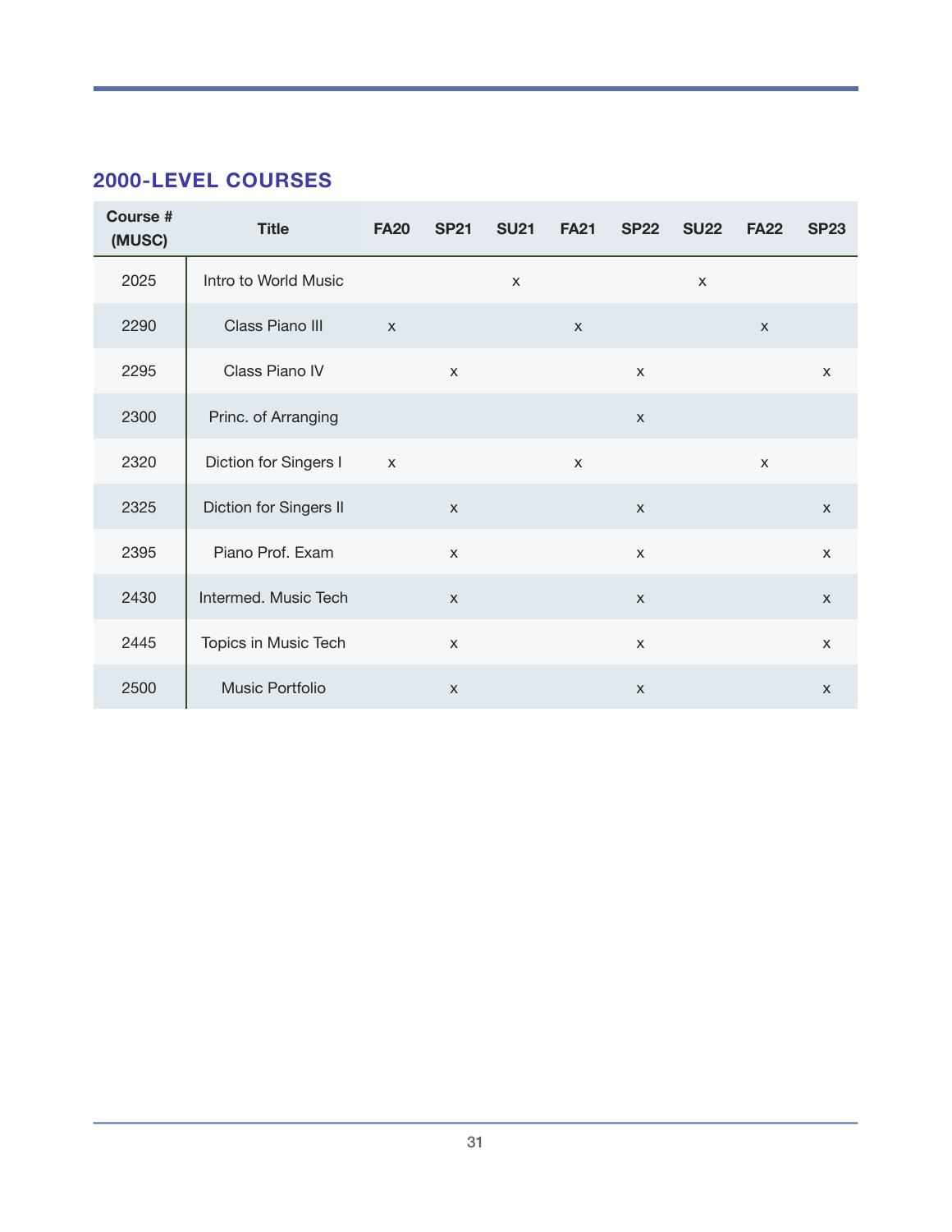## 2000-LEVEL COURSES

| Course # (MUSC) | Title | FA20 | SP21 | SU21 | FA21 | SP22 | SU22 | FA22 | SP23 |
|---|---|---|---|---|---|---|---|---|---|
| 2025 | Intro to World Music | | | x | | | x | | |
| 2290 | Class Piano III | x | | | x | | | x | |
| 2295 | Class Piano IV | | x | | | x | | | x |
| 2300 | Princ. of Arranging | | | | | x | | | |
| 2320 | Diction for Singers I | x | | | x | | | x | |
| 2325 | Diction for Singers II | | x | | | x | | | x |
| 2395 | Piano Prof. Exam | | x | | | x | | | x |
| 2430 | Intermed. Music Tech | | x | | | x | | | x |
| 2445 | Topics in Music Tech | | x | | | x | | | x |
| 2500 | Music Portfolio | | x | | | x | | | x |